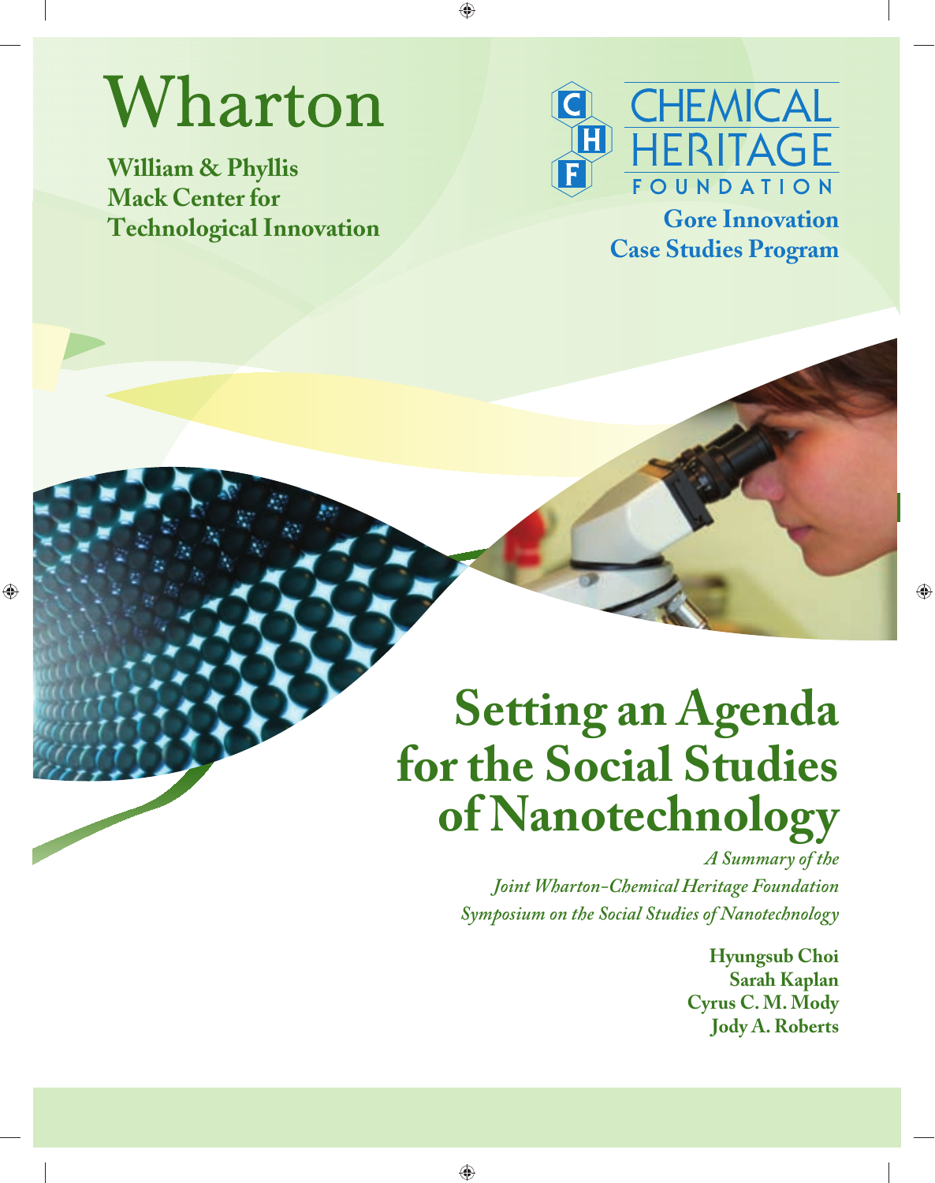Wharton

**William & Phyllis Mack Center for Technological Innovation**

CHEMICAL HERITAGE FOUNDATION

**Gore Innovation Case Studies Program**

# Setting an Agenda for the Social Studies of Nanotechnology

*A Summary of the Joint Wharton-Chemical Heritage Foundation Symposium on the Social Studies of Nanotechnology*

**Hyungsub Choi**
**Sarah Kaplan**
**Cyrus C. M. Mody**
**Jody A. Roberts**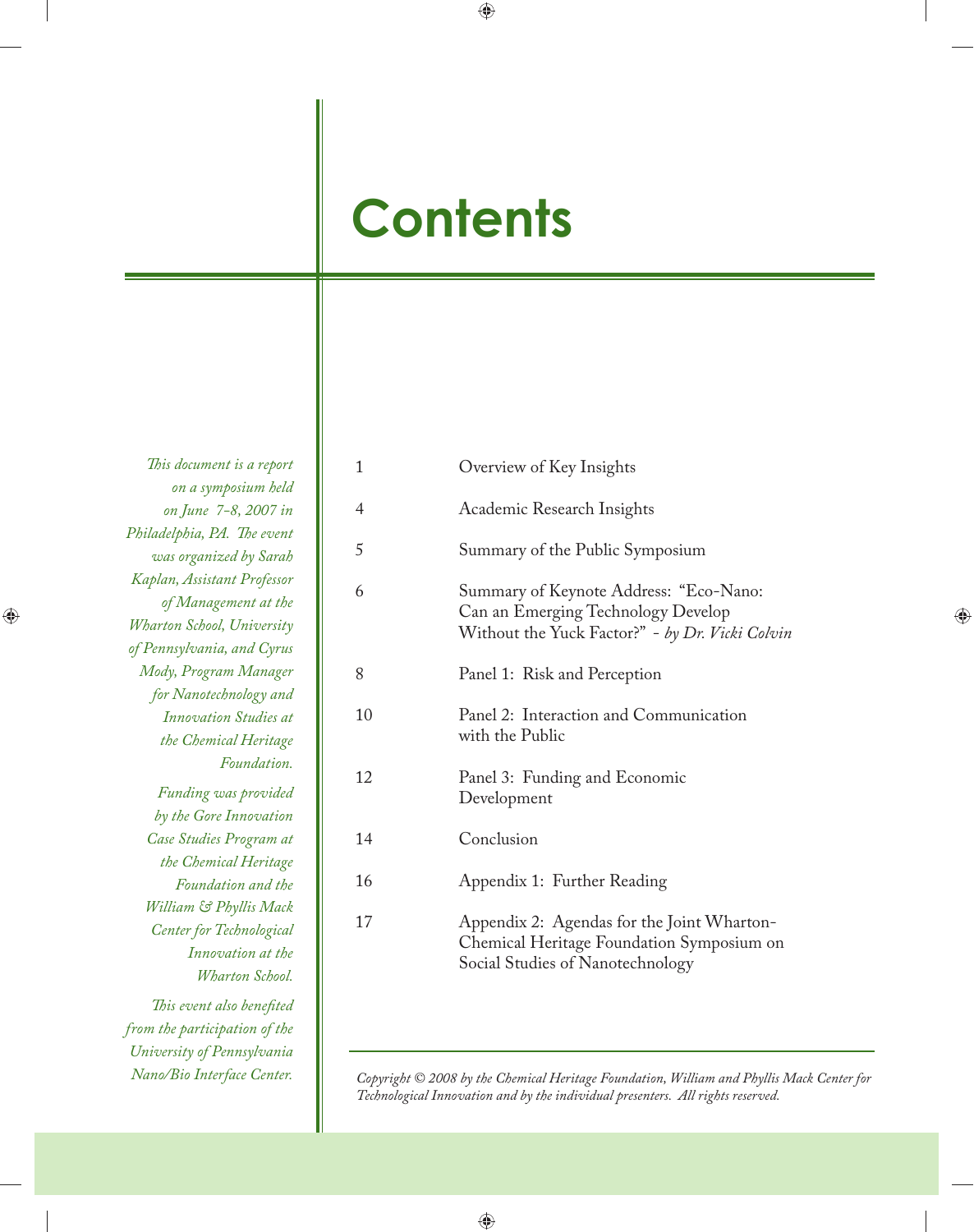# Contents

*This document is a report on a symposium held on June 7-8, 2007 in Philadelphia, PA. The event was organized by Sarah Kaplan, Assistant Professor of Management at the Wharton School, University of Pennsylvania, and Cyrus Mody, Program Manager for Nanotechnology and Innovation Studies at the Chemical Heritage Foundation.*

*Funding was provided by the Gore Innovation Case Studies Program at the Chemical Heritage Foundation and the William & Phyllis Mack Center for Technological Innovation at the Wharton School.*

*This event also benefited from the participation of the University of Pennsylvania Nano/Bio Interface Center.*

| | |
|---|---|
| 1 | Overview of Key Insights |
| 4 | Academic Research Insights |
| 5 | Summary of the Public Symposium |
| 6 | Summary of Keynote Address: "Eco-Nano: Can an Emerging Technology Develop Without the Yuck Factor?" - *by Dr. Vicki Colvin* |
| 8 | Panel 1: Risk and Perception |
| 10 | Panel 2: Interaction and Communication with the Public |
| 12 | Panel 3: Funding and Economic Development |
| 14 | Conclusion |
| 16 | Appendix 1: Further Reading |
| 17 | Appendix 2: Agendas for the Joint Wharton-Chemical Heritage Foundation Symposium on Social Studies of Nanotechnology |

*Copyright © 2008 by the Chemical Heritage Foundation, William and Phyllis Mack Center for Technological Innovation and by the individual presenters. All rights reserved.*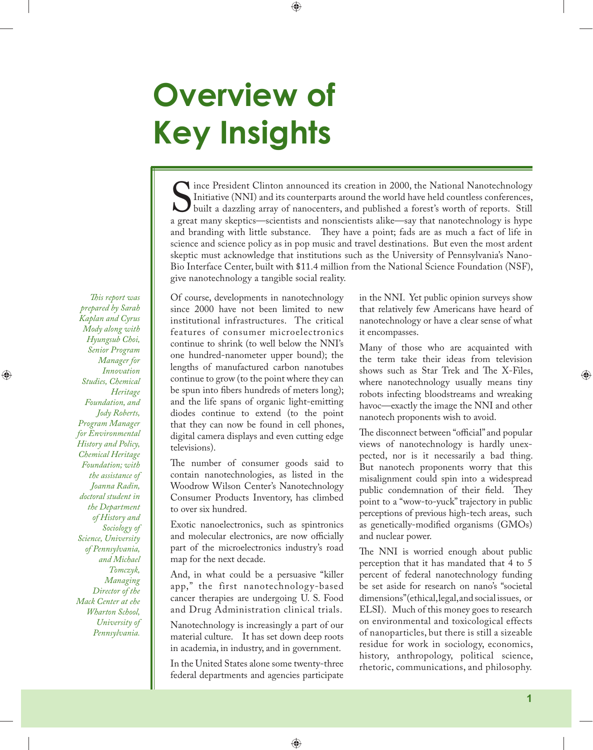# Overview of Key Insights

Since President Clinton announced its creation in 2000, the National Nanotechnology Initiative (NNI) and its counterparts around the world have held countless conferences, built a dazzling array of nanocenters, and published a forest's worth of reports. Still a great many skeptics—scientists and nonscientists alike—say that nanotechnology is hype and branding with little substance. They have a point; fads are as much a fact of life in science and science policy as in pop music and travel destinations. But even the most ardent skeptic must acknowledge that institutions such as the University of Pennsylvania's Nano-Bio Interface Center, built with $11.4 million from the National Science Foundation (NSF), give nanotechnology a tangible social reality.

*This report was prepared by Sarah Kaplan and Cyrus Mody along with Hyungsub Choi, Senior Program Manager for Innovation Studies, Chemical Heritage Foundation, and Jody Roberts, Program Manager for Environmental History and Policy, Chemical Heritage Foundation; with the assistance of Joanna Radin, doctoral student in the Department of History and Sociology of Science, University of Pennsylvania, and Michael Tomczyk, Managing Director of the Mack Center at ehe Wharton School, University of Pennsylvania.*

Of course, developments in nanotechnology since 2000 have not been limited to new institutional infrastructures. The critical features of consumer microelectronics continue to shrink (to well below the NNI's one hundred-nanometer upper bound); the lengths of manufactured carbon nanotubes continue to grow (to the point where they can be spun into fibers hundreds of meters long); and the life spans of organic light-emitting diodes continue to extend (to the point that they can now be found in cell phones, digital camera displays and even cutting edge televisions).

The number of consumer goods said to contain nanotechnologies, as listed in the Woodrow Wilson Center's Nanotechnology Consumer Products Inventory, has climbed to over six hundred.

Exotic nanoelectronics, such as spintronics and molecular electronics, are now officially part of the microelectronics industry's road map for the next decade.

And, in what could be a persuasive "killer app," the first nanotechnology-based cancer therapies are undergoing U. S. Food and Drug Administration clinical trials.

Nanotechnology is increasingly a part of our material culture. It has set down deep roots in academia, in industry, and in government.

In the United States alone some twenty-three federal departments and agencies participate in the NNI. Yet public opinion surveys show that relatively few Americans have heard of nanotechnology or have a clear sense of what it encompasses.

Many of those who are acquainted with the term take their ideas from television shows such as Star Trek and The X-Files, where nanotechnology usually means tiny robots infecting bloodstreams and wreaking havoc—exactly the image the NNI and other nanotech proponents wish to avoid.

The disconnect between "official" and popular views of nanotechnology is hardly unexpected, nor is it necessarily a bad thing. But nanotech proponents worry that this misalignment could spin into a widespread public condemnation of their field. They point to a "wow-to-yuck" trajectory in public perceptions of previous high-tech areas, such as genetically-modified organisms (GMOs) and nuclear power.

The NNI is worried enough about public perception that it has mandated that 4 to 5 percent of federal nanotechnology funding be set aside for research on nano's "societal dimensions" (ethical, legal, and social issues, or ELSI). Much of this money goes to research on environmental and toxicological effects of nanoparticles, but there is still a sizeable residue for work in sociology, economics, history, anthropology, political science, rhetoric, communications, and philosophy.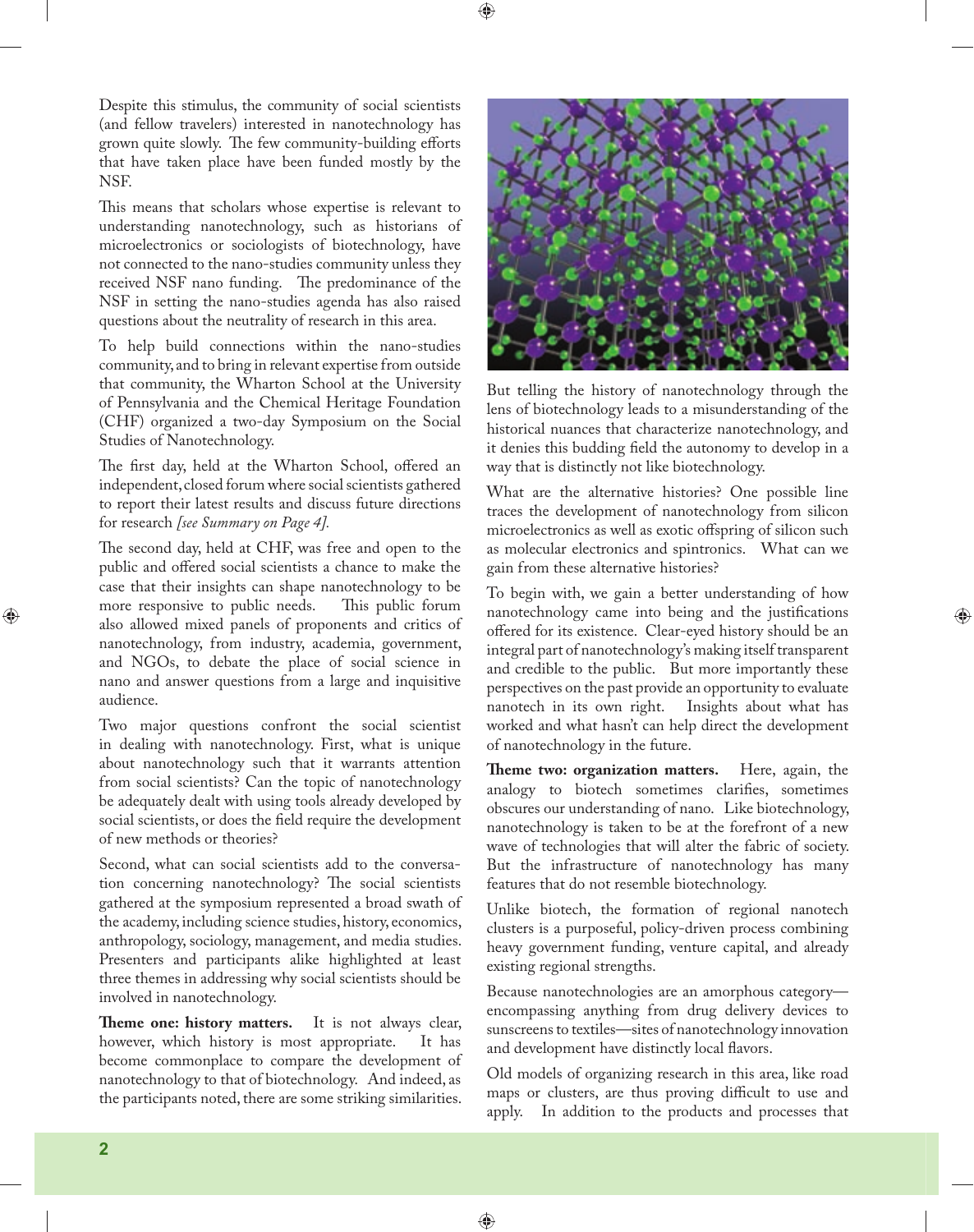Despite this stimulus, the community of social scientists (and fellow travelers) interested in nanotechnology has grown quite slowly. The few community-building efforts that have taken place have been funded mostly by the NSF.

This means that scholars whose expertise is relevant to understanding nanotechnology, such as historians of microelectronics or sociologists of biotechnology, have not connected to the nano-studies community unless they received NSF nano funding. The predominance of the NSF in setting the nano-studies agenda has also raised questions about the neutrality of research in this area.

To help build connections within the nano-studies community, and to bring in relevant expertise from outside that community, the Wharton School at the University of Pennsylvania and the Chemical Heritage Foundation (CHF) organized a two-day Symposium on the Social Studies of Nanotechnology.

The first day, held at the Wharton School, offered an independent, closed forum where social scientists gathered to report their latest results and discuss future directions for research *[see Summary on Page 4].*

The second day, held at CHF, was free and open to the public and offered social scientists a chance to make the case that their insights can shape nanotechnology to be more responsive to public needs. This public forum also allowed mixed panels of proponents and critics of nanotechnology, from industry, academia, government, and NGOs, to debate the place of social science in nano and answer questions from a large and inquisitive audience.

Two major questions confront the social scientist in dealing with nanotechnology. First, what is unique about nanotechnology such that it warrants attention from social scientists? Can the topic of nanotechnology be adequately dealt with using tools already developed by social scientists, or does the field require the development of new methods or theories?

Second, what can social scientists add to the conversation concerning nanotechnology? The social scientists gathered at the symposium represented a broad swath of the academy, including science studies, history, economics, anthropology, sociology, management, and media studies. Presenters and participants alike highlighted at least three themes in addressing why social scientists should be involved in nanotechnology.

**Theme one: history matters.** It is not always clear, however, which history is most appropriate. It has become commonplace to compare the development of nanotechnology to that of biotechnology. And indeed, as the participants noted, there are some striking similarities.

But telling the history of nanotechnology through the lens of biotechnology leads to a misunderstanding of the historical nuances that characterize nanotechnology, and it denies this budding field the autonomy to develop in a way that is distinctly not like biotechnology.

What are the alternative histories? One possible line traces the development of nanotechnology from silicon microelectronics as well as exotic offspring of silicon such as molecular electronics and spintronics. What can we gain from these alternative histories?

To begin with, we gain a better understanding of how nanotechnology came into being and the justifications offered for its existence. Clear-eyed history should be an integral part of nanotechnology's making itself transparent and credible to the public. But more importantly these perspectives on the past provide an opportunity to evaluate nanotech in its own right. Insights about what has worked and what hasn't can help direct the development of nanotechnology in the future.

**Theme two: organization matters.** Here, again, the analogy to biotech sometimes clarifies, sometimes obscures our understanding of nano. Like biotechnology, nanotechnology is taken to be at the forefront of a new wave of technologies that will alter the fabric of society. But the infrastructure of nanotechnology has many features that do not resemble biotechnology.

Unlike biotech, the formation of regional nanotech clusters is a purposeful, policy-driven process combining heavy government funding, venture capital, and already existing regional strengths.

Because nanotechnologies are an amorphous category—encompassing anything from drug delivery devices to sunscreens to textiles—sites of nanotechnology innovation and development have distinctly local flavors.

Old models of organizing research in this area, like road maps or clusters, are thus proving difficult to use and apply. In addition to the products and processes that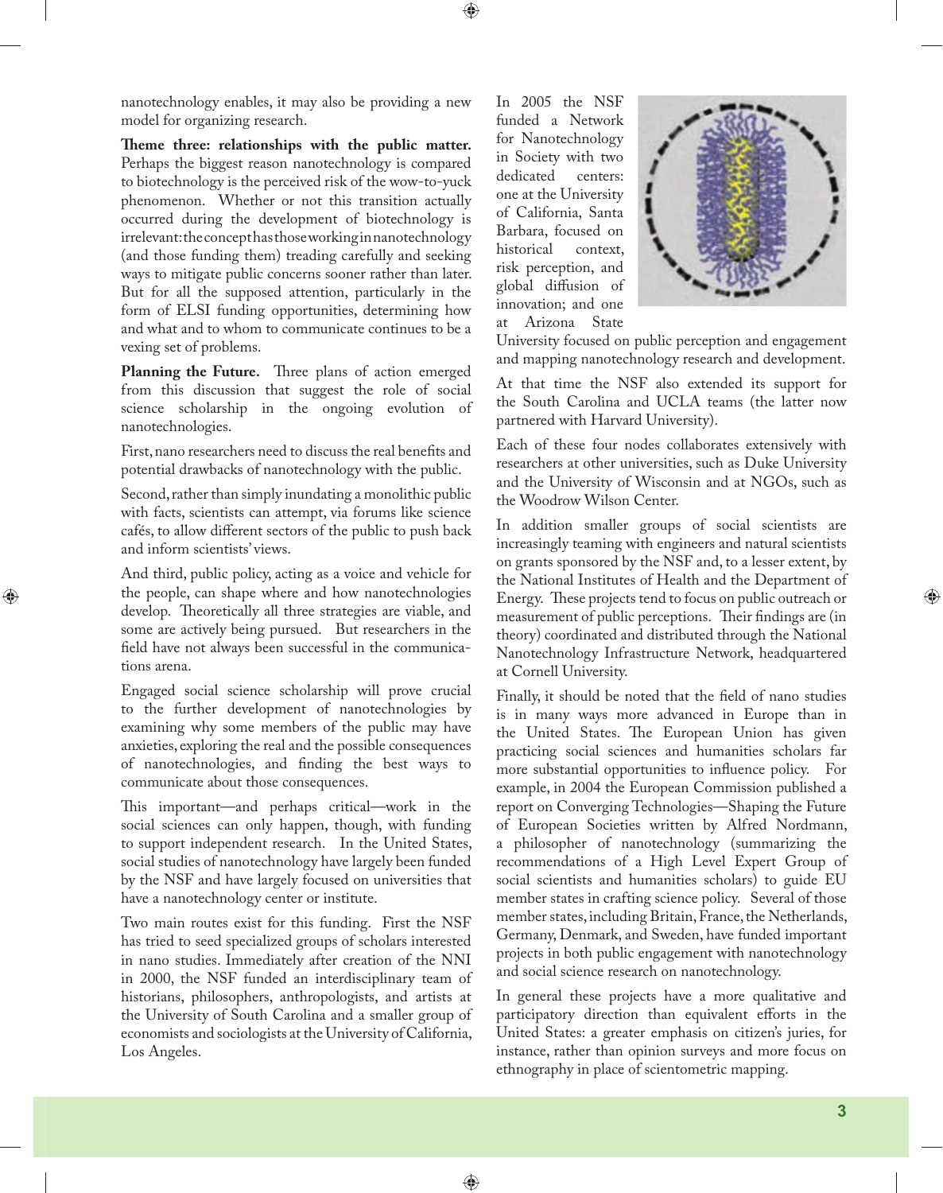nanotechnology enables, it may also be providing a new model for organizing research.

**Theme three: relationships with the public matter.** Perhaps the biggest reason nanotechnology is compared to biotechnology is the perceived risk of the wow-to-yuck phenomenon. Whether or not this transition actually occurred during the development of biotechnology is irrelevant: the concept has those working in nanotechnology (and those funding them) treading carefully and seeking ways to mitigate public concerns sooner rather than later. But for all the supposed attention, particularly in the form of ELSI funding opportunities, determining how and what and to whom to communicate continues to be a vexing set of problems.

**Planning the Future.** Three plans of action emerged from this discussion that suggest the role of social science scholarship in the ongoing evolution of nanotechnologies.

First, nano researchers need to discuss the real benefits and potential drawbacks of nanotechnology with the public.

Second, rather than simply inundating a monolithic public with facts, scientists can attempt, via forums like science cafés, to allow different sectors of the public to push back and inform scientists' views.

And third, public policy, acting as a voice and vehicle for the people, can shape where and how nanotechnologies develop. Theoretically all three strategies are viable, and some are actively being pursued. But researchers in the field have not always been successful in the communications arena.

Engaged social science scholarship will prove crucial to the further development of nanotechnologies by examining why some members of the public may have anxieties, exploring the real and the possible consequences of nanotechnologies, and finding the best ways to communicate about those consequences.

This important—and perhaps critical—work in the social sciences can only happen, though, with funding to support independent research. In the United States, social studies of nanotechnology have largely been funded by the NSF and have largely focused on universities that have a nanotechnology center or institute.

Two main routes exist for this funding. First the NSF has tried to seed specialized groups of scholars interested in nano studies. Immediately after creation of the NNI in 2000, the NSF funded an interdisciplinary team of historians, philosophers, anthropologists, and artists at the University of South Carolina and a smaller group of economists and sociologists at the University of California, Los Angeles.

In 2005 the NSF funded a Network for Nanotechnology in Society with two dedicated centers: one at the University of California, Santa Barbara, focused on historical context, risk perception, and global diffusion of innovation; and one at Arizona State University focused on public perception and engagement and mapping nanotechnology research and development.

At that time the NSF also extended its support for the South Carolina and UCLA teams (the latter now partnered with Harvard University).

Each of these four nodes collaborates extensively with researchers at other universities, such as Duke University and the University of Wisconsin and at NGOs, such as the Woodrow Wilson Center.

In addition smaller groups of social scientists are increasingly teaming with engineers and natural scientists on grants sponsored by the NSF and, to a lesser extent, by the National Institutes of Health and the Department of Energy. These projects tend to focus on public outreach or measurement of public perceptions. Their findings are (in theory) coordinated and distributed through the National Nanotechnology Infrastructure Network, headquartered at Cornell University.

Finally, it should be noted that the field of nano studies is in many ways more advanced in Europe than in the United States. The European Union has given practicing social sciences and humanities scholars far more substantial opportunities to influence policy. For example, in 2004 the European Commission published a report on Converging Technologies—Shaping the Future of European Societies written by Alfred Nordmann, a philosopher of nanotechnology (summarizing the recommendations of a High Level Expert Group of social scientists and humanities scholars) to guide EU member states in crafting science policy. Several of those member states, including Britain, France, the Netherlands, Germany, Denmark, and Sweden, have funded important projects in both public engagement with nanotechnology and social science research on nanotechnology.

In general these projects have a more qualitative and participatory direction than equivalent efforts in the United States: a greater emphasis on citizen's juries, for instance, rather than opinion surveys and more focus on ethnography in place of scientometric mapping.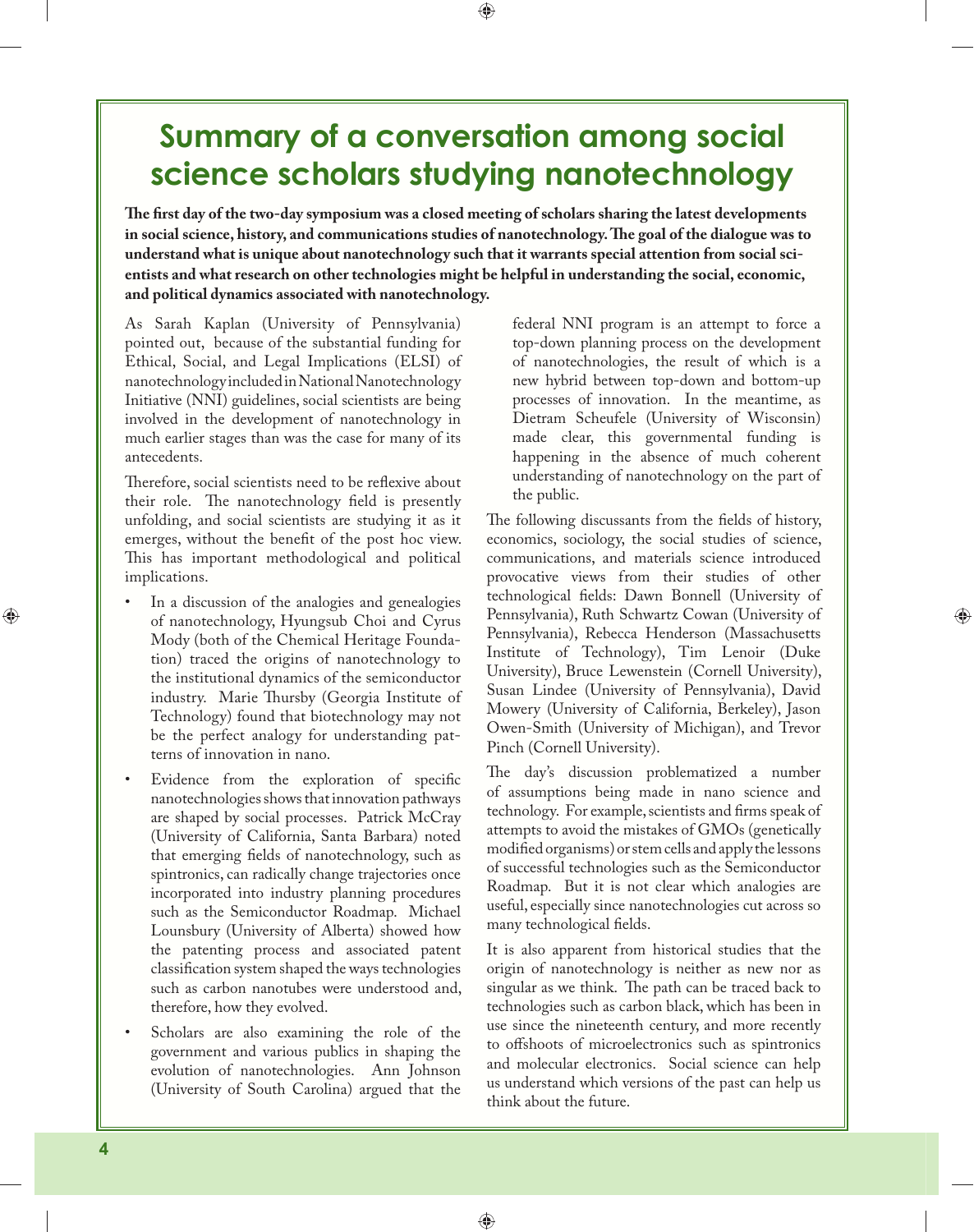# Summary of a conversation among social science scholars studying nanotechnology

**The first day of the two-day symposium was a closed meeting of scholars sharing the latest developments in social science, history, and communications studies of nanotechnology. The goal of the dialogue was to understand what is unique about nanotechnology such that it warrants special attention from social scientists and what research on other technologies might be helpful in understanding the social, economic, and political dynamics associated with nanotechnology.**

As Sarah Kaplan (University of Pennsylvania) pointed out, because of the substantial funding for Ethical, Social, and Legal Implications (ELSI) of nanotechnology included in National Nanotechnology Initiative (NNI) guidelines, social scientists are being involved in the development of nanotechnology in much earlier stages than was the case for many of its antecedents.

Therefore, social scientists need to be reflexive about their role. The nanotechnology field is presently unfolding, and social scientists are studying it as it emerges, without the benefit of the post hoc view. This has important methodological and political implications.

- In a discussion of the analogies and genealogies of nanotechnology, Hyungsub Choi and Cyrus Mody (both of the Chemical Heritage Foundation) traced the origins of nanotechnology to the institutional dynamics of the semiconductor industry. Marie Thursby (Georgia Institute of Technology) found that biotechnology may not be the perfect analogy for understanding patterns of innovation in nano.
- Evidence from the exploration of specific nanotechnologies shows that innovation pathways are shaped by social processes. Patrick McCray (University of California, Santa Barbara) noted that emerging fields of nanotechnology, such as spintronics, can radically change trajectories once incorporated into industry planning procedures such as the Semiconductor Roadmap. Michael Lounsbury (University of Alberta) showed how the patenting process and associated patent classification system shaped the ways technologies such as carbon nanotubes were understood and, therefore, how they evolved.
- Scholars are also examining the role of the government and various publics in shaping the evolution of nanotechnologies. Ann Johnson (University of South Carolina) argued that the federal NNI program is an attempt to force a top-down planning process on the development of nanotechnologies, the result of which is a new hybrid between top-down and bottom-up processes of innovation. In the meantime, as Dietram Scheufele (University of Wisconsin) made clear, this governmental funding is happening in the absence of much coherent understanding of nanotechnology on the part of the public.

The following discussants from the fields of history, economics, sociology, the social studies of science, communications, and materials science introduced provocative views from their studies of other technological fields: Dawn Bonnell (University of Pennsylvania), Ruth Schwartz Cowan (University of Pennsylvania), Rebecca Henderson (Massachusetts Institute of Technology), Tim Lenoir (Duke University), Bruce Lewenstein (Cornell University), Susan Lindee (University of Pennsylvania), David Mowery (University of California, Berkeley), Jason Owen-Smith (University of Michigan), and Trevor Pinch (Cornell University).

The day's discussion problematized a number of assumptions being made in nano science and technology. For example, scientists and firms speak of attempts to avoid the mistakes of GMOs (genetically modified organisms) or stem cells and apply the lessons of successful technologies such as the Semiconductor Roadmap. But it is not clear which analogies are useful, especially since nanotechnologies cut across so many technological fields.

It is also apparent from historical studies that the origin of nanotechnology is neither as new nor as singular as we think. The path can be traced back to technologies such as carbon black, which has been in use since the nineteenth century, and more recently to offshoots of microelectronics such as spintronics and molecular electronics. Social science can help us understand which versions of the past can help us think about the future.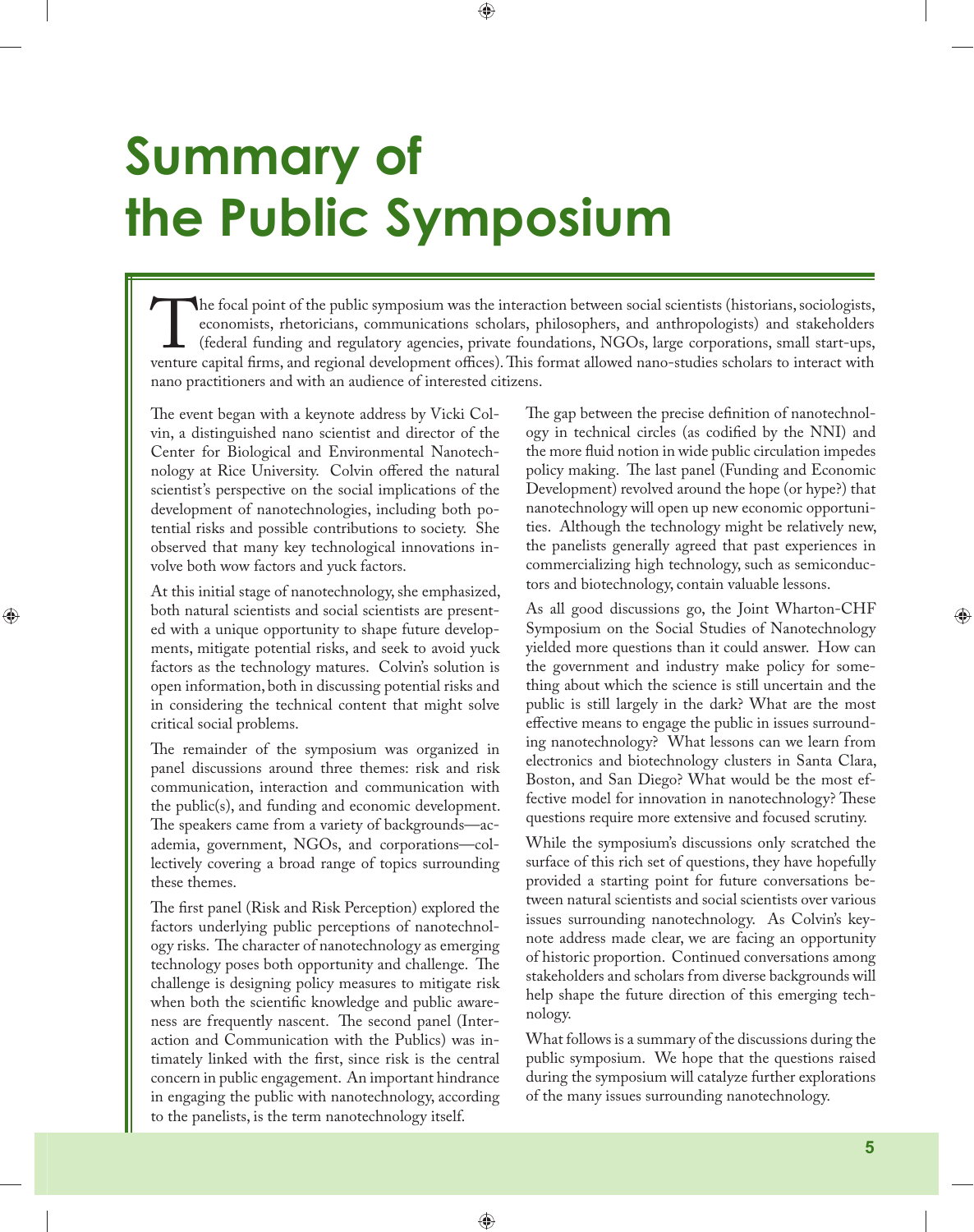# Summary of the Public Symposium

The focal point of the public symposium was the interaction between social scientists (historians, sociologists, economists, rhetoricians, communications scholars, philosophers, and anthropologists) and stakeholders (federal funding and regulatory agencies, private foundations, NGOs, large corporations, small start-ups, venture capital firms, and regional development offices). This format allowed nano-studies scholars to interact with nano practitioners and with an audience of interested citizens.

The event began with a keynote address by Vicki Colvin, a distinguished nano scientist and director of the Center for Biological and Environmental Nanotechnology at Rice University. Colvin offered the natural scientist's perspective on the social implications of the development of nanotechnologies, including both potential risks and possible contributions to society. She observed that many key technological innovations involve both wow factors and yuck factors.

At this initial stage of nanotechnology, she emphasized, both natural scientists and social scientists are presented with a unique opportunity to shape future developments, mitigate potential risks, and seek to avoid yuck factors as the technology matures. Colvin's solution is open information, both in discussing potential risks and in considering the technical content that might solve critical social problems.

The remainder of the symposium was organized in panel discussions around three themes: risk and risk communication, interaction and communication with the public(s), and funding and economic development. The speakers came from a variety of backgrounds—academia, government, NGOs, and corporations—collectively covering a broad range of topics surrounding these themes.

The first panel (Risk and Risk Perception) explored the factors underlying public perceptions of nanotechnology risks. The character of nanotechnology as emerging technology poses both opportunity and challenge. The challenge is designing policy measures to mitigate risk when both the scientific knowledge and public awareness are frequently nascent. The second panel (Interaction and Communication with the Publics) was intimately linked with the first, since risk is the central concern in public engagement. An important hindrance in engaging the public with nanotechnology, according to the panelists, is the term nanotechnology itself. The gap between the precise definition of nanotechnology in technical circles (as codified by the NNI) and the more fluid notion in wide public circulation impedes policy making. The last panel (Funding and Economic Development) revolved around the hope (or hype?) that nanotechnology will open up new economic opportunities. Although the technology might be relatively new, the panelists generally agreed that past experiences in commercializing high technology, such as semiconductors and biotechnology, contain valuable lessons.

As all good discussions go, the Joint Wharton-CHF Symposium on the Social Studies of Nanotechnology yielded more questions than it could answer. How can the government and industry make policy for something about which the science is still uncertain and the public is still largely in the dark? What are the most effective means to engage the public in issues surrounding nanotechnology? What lessons can we learn from electronics and biotechnology clusters in Santa Clara, Boston, and San Diego? What would be the most effective model for innovation in nanotechnology? These questions require more extensive and focused scrutiny.

While the symposium's discussions only scratched the surface of this rich set of questions, they have hopefully provided a starting point for future conversations between natural scientists and social scientists over various issues surrounding nanotechnology. As Colvin's keynote address made clear, we are facing an opportunity of historic proportion. Continued conversations among stakeholders and scholars from diverse backgrounds will help shape the future direction of this emerging technology.

What follows is a summary of the discussions during the public symposium. We hope that the questions raised during the symposium will catalyze further explorations of the many issues surrounding nanotechnology.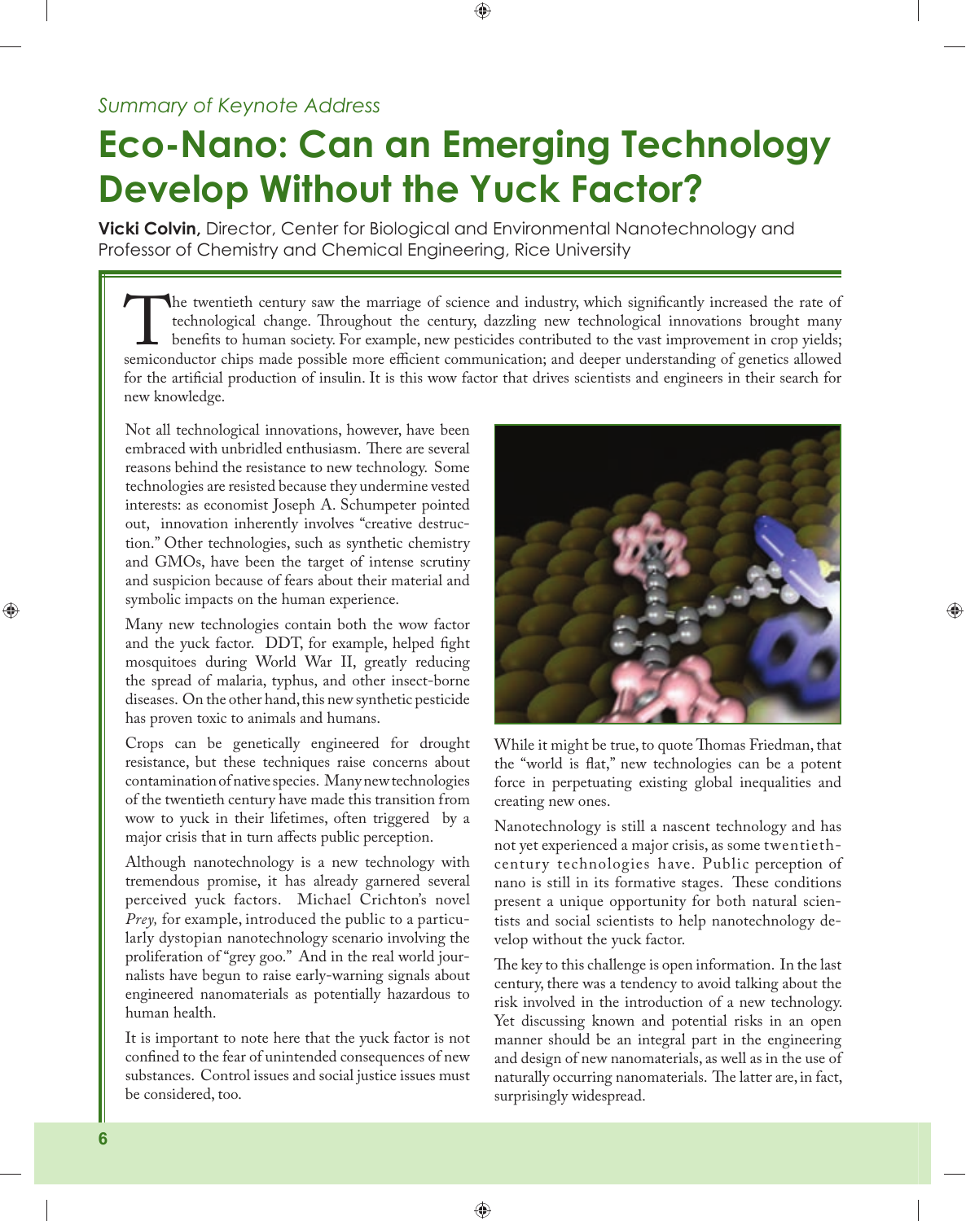*Summary of Keynote Address*

# Eco-Nano: Can an Emerging Technology Develop Without the Yuck Factor?

**Vicki Colvin,** Director, Center for Biological and Environmental Nanotechnology and Professor of Chemistry and Chemical Engineering, Rice University

The twentieth century saw the marriage of science and industry, which significantly increased the rate of technological change. Throughout the century, dazzling new technological innovations brought many benefits to human society. For example, new pesticides contributed to the vast improvement in crop yields; semiconductor chips made possible more efficient communication; and deeper understanding of genetics allowed for the artificial production of insulin. It is this wow factor that drives scientists and engineers in their search for new knowledge.

Not all technological innovations, however, have been embraced with unbridled enthusiasm. There are several reasons behind the resistance to new technology. Some technologies are resisted because they undermine vested interests: as economist Joseph A. Schumpeter pointed out, innovation inherently involves "creative destruction." Other technologies, such as synthetic chemistry and GMOs, have been the target of intense scrutiny and suspicion because of fears about their material and symbolic impacts on the human experience.

Many new technologies contain both the wow factor and the yuck factor. DDT, for example, helped fight mosquitoes during World War II, greatly reducing the spread of malaria, typhus, and other insect-borne diseases. On the other hand, this new synthetic pesticide has proven toxic to animals and humans.

Crops can be genetically engineered for drought resistance, but these techniques raise concerns about contamination of native species. Many new technologies of the twentieth century have made this transition from wow to yuck in their lifetimes, often triggered by a major crisis that in turn affects public perception.

Although nanotechnology is a new technology with tremendous promise, it has already garnered several perceived yuck factors. Michael Crichton's novel *Prey,* for example, introduced the public to a particularly dystopian nanotechnology scenario involving the proliferation of "grey goo." And in the real world journalists have begun to raise early-warning signals about engineered nanomaterials as potentially hazardous to human health.

It is important to note here that the yuck factor is not confined to the fear of unintended consequences of new substances. Control issues and social justice issues must be considered, too.

While it might be true, to quote Thomas Friedman, that the "world is flat," new technologies can be a potent force in perpetuating existing global inequalities and creating new ones.

Nanotechnology is still a nascent technology and has not yet experienced a major crisis, as some twentieth-century technologies have. Public perception of nano is still in its formative stages. These conditions present a unique opportunity for both natural scientists and social scientists to help nanotechnology develop without the yuck factor.

The key to this challenge is open information. In the last century, there was a tendency to avoid talking about the risk involved in the introduction of a new technology. Yet discussing known and potential risks in an open manner should be an integral part in the engineering and design of new nanomaterials, as well as in the use of naturally occurring nanomaterials. The latter are, in fact, surprisingly widespread.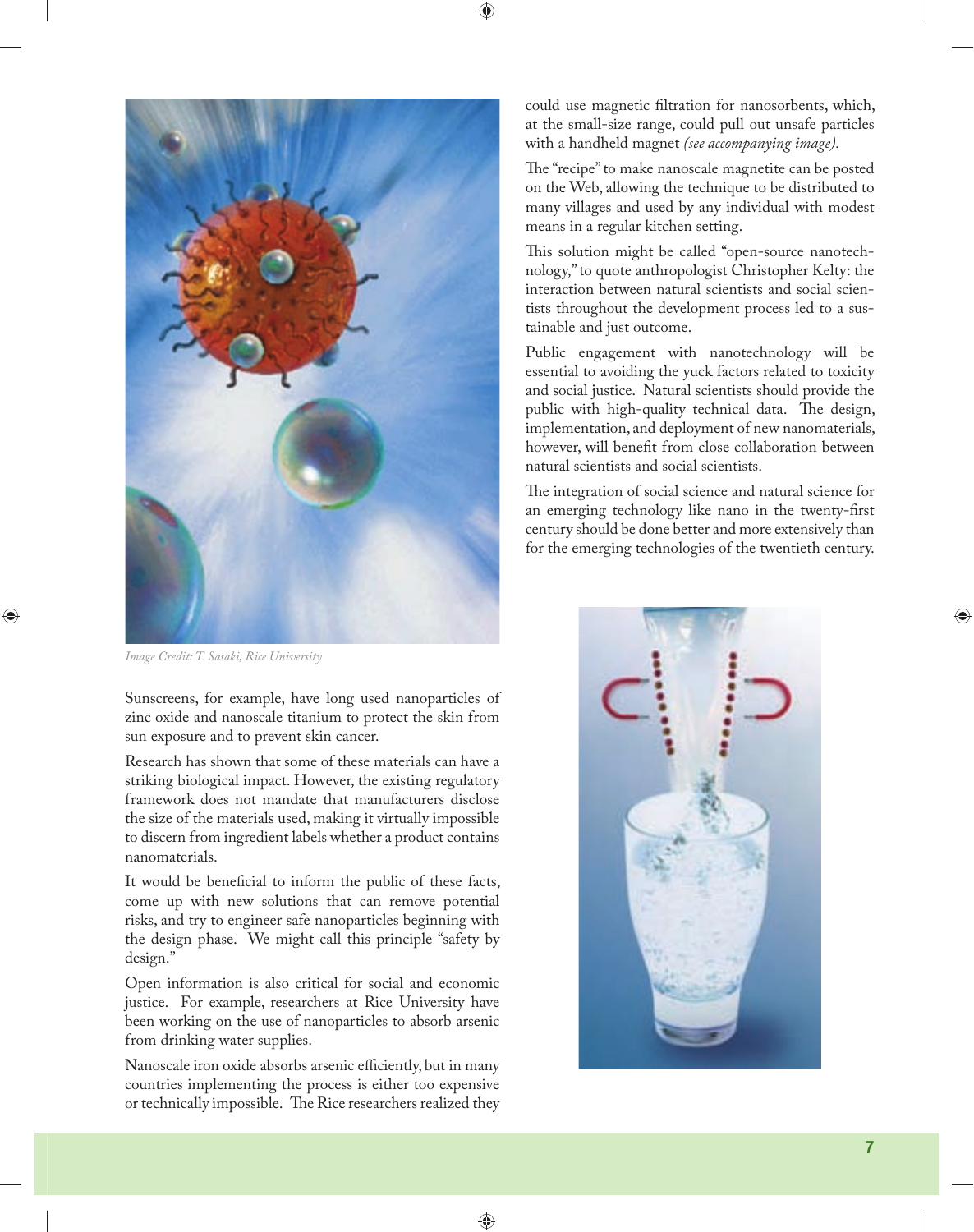*Image Credit: T. Sasaki, Rice University*

Sunscreens, for example, have long used nanoparticles of zinc oxide and nanoscale titanium to protect the skin from sun exposure and to prevent skin cancer.

Research has shown that some of these materials can have a striking biological impact. However, the existing regulatory framework does not mandate that manufacturers disclose the size of the materials used, making it virtually impossible to discern from ingredient labels whether a product contains nanomaterials.

It would be beneficial to inform the public of these facts, come up with new solutions that can remove potential risks, and try to engineer safe nanoparticles beginning with the design phase. We might call this principle "safety by design."

Open information is also critical for social and economic justice. For example, researchers at Rice University have been working on the use of nanoparticles to absorb arsenic from drinking water supplies.

Nanoscale iron oxide absorbs arsenic efficiently, but in many countries implementing the process is either too expensive or technically impossible. The Rice researchers realized they could use magnetic filtration for nanosorbents, which, at the small-size range, could pull out unsafe particles with a handheld magnet *(see accompanying image).*

The "recipe" to make nanoscale magnetite can be posted on the Web, allowing the technique to be distributed to many villages and used by any individual with modest means in a regular kitchen setting.

This solution might be called "open-source nanotechnology," to quote anthropologist Christopher Kelty: the interaction between natural scientists and social scientists throughout the development process led to a sustainable and just outcome.

Public engagement with nanotechnology will be essential to avoiding the yuck factors related to toxicity and social justice. Natural scientists should provide the public with high-quality technical data. The design, implementation, and deployment of new nanomaterials, however, will benefit from close collaboration between natural scientists and social scientists.

The integration of social science and natural science for an emerging technology like nano in the twenty-first century should be done better and more extensively than for the emerging technologies of the twentieth century.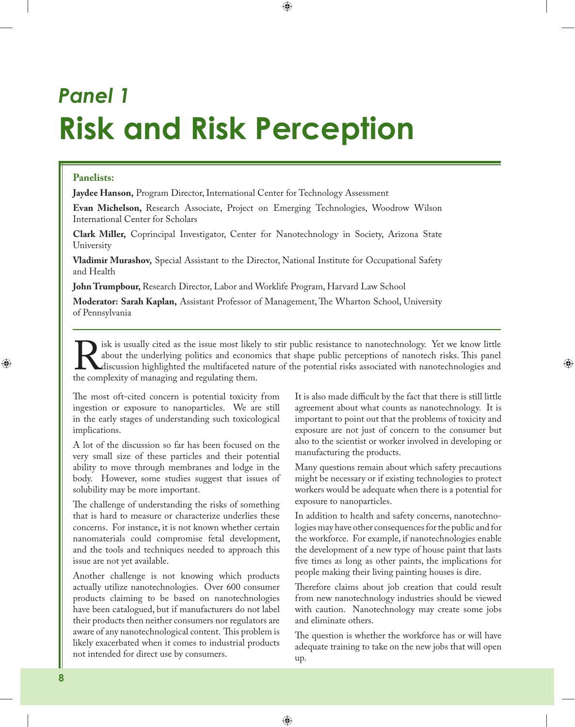## *Panel 1*

# Risk and Risk Perception

**Panelists:**

**Jaydee Hanson,** Program Director, International Center for Technology Assessment

**Evan Michelson,** Research Associate, Project on Emerging Technologies, Woodrow Wilson International Center for Scholars

**Clark Miller,** Coprincipal Investigator, Center for Nanotechnology in Society, Arizona State University

**Vladimir Murashov,** Special Assistant to the Director, National Institute for Occupational Safety and Health

**John Trumpbour,** Research Director, Labor and Worklife Program, Harvard Law School

**Moderator: Sarah Kaplan,** Assistant Professor of Management, The Wharton School, University of Pennsylvania

Risk is usually cited as the issue most likely to stir public resistance to nanotechnology. Yet we know little about the underlying politics and economics that shape public perceptions of nanotech risks. This panel discussion highlighted the multifaceted nature of the potential risks associated with nanotechnologies and the complexity of managing and regulating them.

The most oft-cited concern is potential toxicity from ingestion or exposure to nanoparticles. We are still in the early stages of understanding such toxicological implications.

A lot of the discussion so far has been focused on the very small size of these particles and their potential ability to move through membranes and lodge in the body. However, some studies suggest that issues of solubility may be more important.

The challenge of understanding the risks of something that is hard to measure or characterize underlies these concerns. For instance, it is not known whether certain nanomaterials could compromise fetal development, and the tools and techniques needed to approach this issue are not yet available.

Another challenge is not knowing which products actually utilize nanotechnologies. Over 600 consumer products claiming to be based on nanotechnologies have been catalogued, but if manufacturers do not label their products then neither consumers nor regulators are aware of any nanotechnological content. This problem is likely exacerbated when it comes to industrial products not intended for direct use by consumers.

It is also made difficult by the fact that there is still little agreement about what counts as nanotechnology. It is important to point out that the problems of toxicity and exposure are not just of concern to the consumer but also to the scientist or worker involved in developing or manufacturing the products.

Many questions remain about which safety precautions might be necessary or if existing technologies to protect workers would be adequate when there is a potential for exposure to nanoparticles.

In addition to health and safety concerns, nanotechnologies may have other consequences for the public and for the workforce. For example, if nanotechnologies enable the development of a new type of house paint that lasts five times as long as other paints, the implications for people making their living painting houses is dire.

Therefore claims about job creation that could result from new nanotechnology industries should be viewed with caution. Nanotechnology may create some jobs and eliminate others.

The question is whether the workforce has or will have adequate training to take on the new jobs that will open up.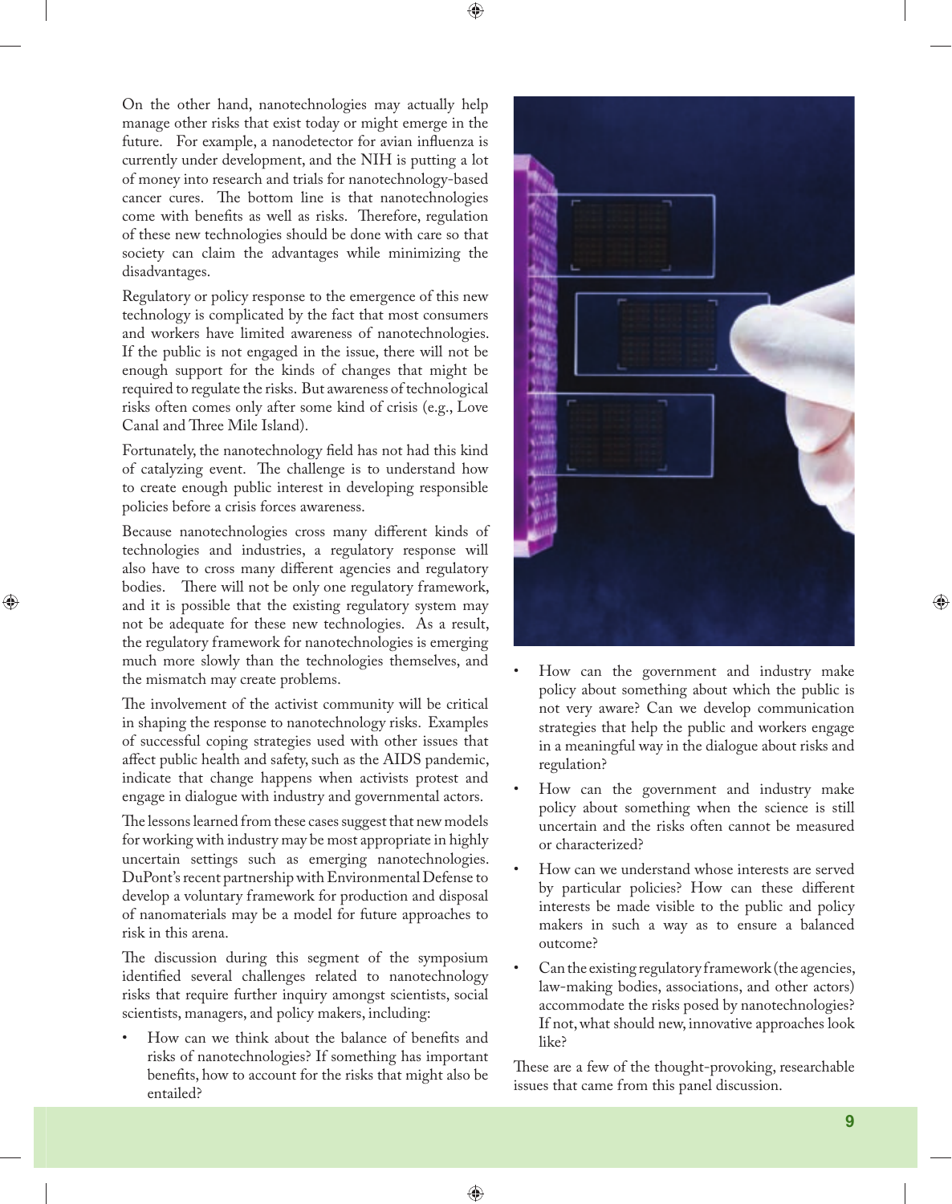On the other hand, nanotechnologies may actually help manage other risks that exist today or might emerge in the future. For example, a nanodetector for avian influenza is currently under development, and the NIH is putting a lot of money into research and trials for nanotechnology-based cancer cures. The bottom line is that nanotechnologies come with benefits as well as risks. Therefore, regulation of these new technologies should be done with care so that society can claim the advantages while minimizing the disadvantages.

Regulatory or policy response to the emergence of this new technology is complicated by the fact that most consumers and workers have limited awareness of nanotechnologies. If the public is not engaged in the issue, there will not be enough support for the kinds of changes that might be required to regulate the risks. But awareness of technological risks often comes only after some kind of crisis (e.g., Love Canal and Three Mile Island).

Fortunately, the nanotechnology field has not had this kind of catalyzing event. The challenge is to understand how to create enough public interest in developing responsible policies before a crisis forces awareness.

Because nanotechnologies cross many different kinds of technologies and industries, a regulatory response will also have to cross many different agencies and regulatory bodies. There will not be only one regulatory framework, and it is possible that the existing regulatory system may not be adequate for these new technologies. As a result, the regulatory framework for nanotechnologies is emerging much more slowly than the technologies themselves, and the mismatch may create problems.

The involvement of the activist community will be critical in shaping the response to nanotechnology risks. Examples of successful coping strategies used with other issues that affect public health and safety, such as the AIDS pandemic, indicate that change happens when activists protest and engage in dialogue with industry and governmental actors.

The lessons learned from these cases suggest that new models for working with industry may be most appropriate in highly uncertain settings such as emerging nanotechnologies. DuPont's recent partnership with Environmental Defense to develop a voluntary framework for production and disposal of nanomaterials may be a model for future approaches to risk in this arena.

The discussion during this segment of the symposium identified several challenges related to nanotechnology risks that require further inquiry amongst scientists, social scientists, managers, and policy makers, including:

- How can we think about the balance of benefits and risks of nanotechnologies? If something has important benefits, how to account for the risks that might also be entailed?
- How can the government and industry make policy about something about which the public is not very aware? Can we develop communication strategies that help the public and workers engage in a meaningful way in the dialogue about risks and regulation?
- How can the government and industry make policy about something when the science is still uncertain and the risks often cannot be measured or characterized?
- How can we understand whose interests are served by particular policies? How can these different interests be made visible to the public and policy makers in such a way as to ensure a balanced outcome?
- Can the existing regulatory framework (the agencies, law-making bodies, associations, and other actors) accommodate the risks posed by nanotechnologies? If not, what should new, innovative approaches look like?

These are a few of the thought-provoking, researchable issues that came from this panel discussion.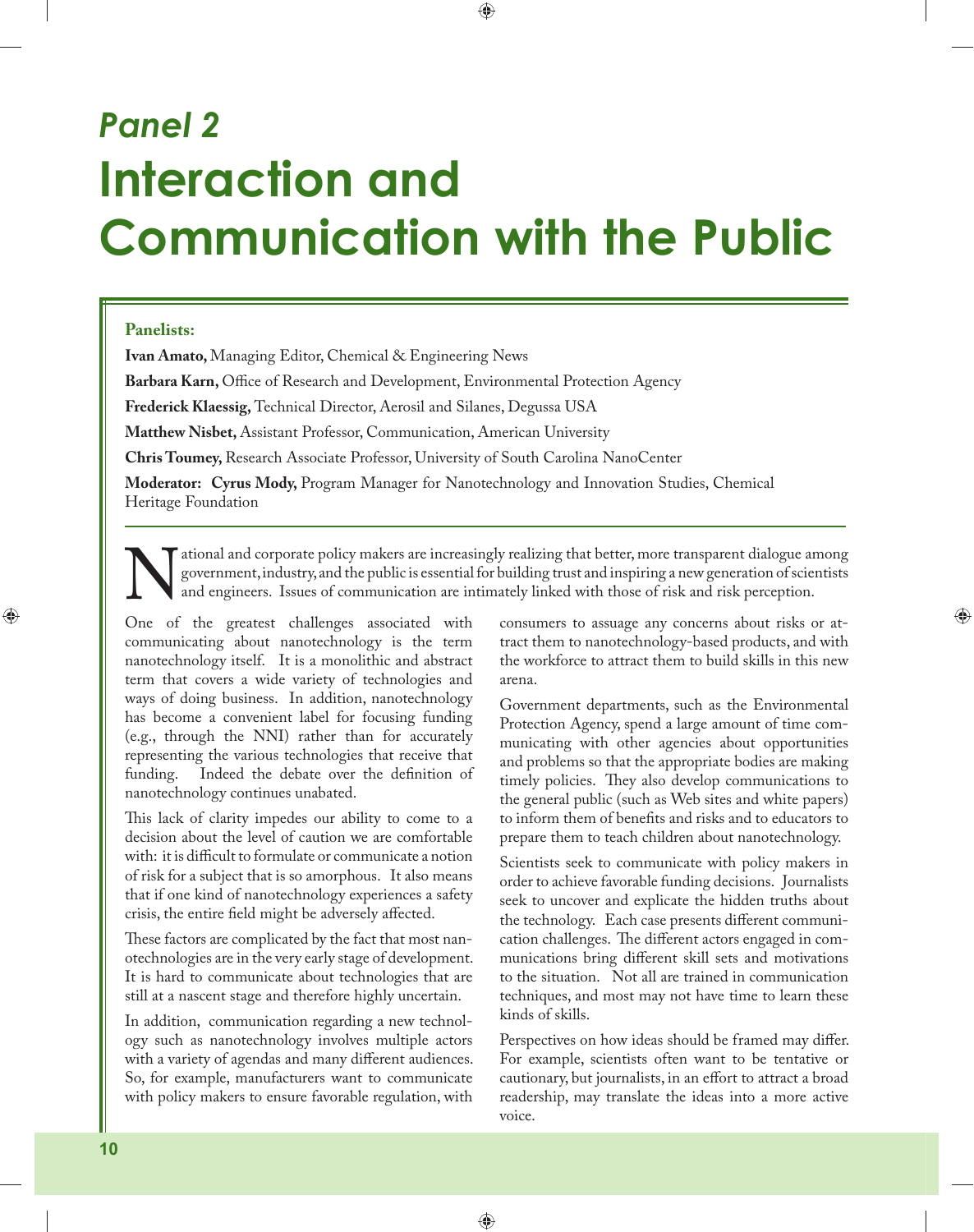# *Panel 2*

# Interaction and Communication with the Public

**Panelists:**

**Ivan Amato,** Managing Editor, Chemical & Engineering News

**Barbara Karn,** Office of Research and Development, Environmental Protection Agency

**Frederick Klaessig,** Technical Director, Aerosil and Silanes, Degussa USA

**Matthew Nisbet,** Assistant Professor, Communication, American University

**Chris Toumey,** Research Associate Professor, University of South Carolina NanoCenter

**Moderator: Cyrus Mody,** Program Manager for Nanotechnology and Innovation Studies, Chemical Heritage Foundation

National and corporate policy makers are increasingly realizing that better, more transparent dialogue among government, industry, and the public is essential for building trust and inspiring a new generation of scientists and engineers. Issues of communication are intimately linked with those of risk and risk perception.

One of the greatest challenges associated with communicating about nanotechnology is the term nanotechnology itself. It is a monolithic and abstract term that covers a wide variety of technologies and ways of doing business. In addition, nanotechnology has become a convenient label for focusing funding (e.g., through the NNI) rather than for accurately representing the various technologies that receive that funding. Indeed the debate over the definition of nanotechnology continues unabated.

This lack of clarity impedes our ability to come to a decision about the level of caution we are comfortable with: it is difficult to formulate or communicate a notion of risk for a subject that is so amorphous. It also means that if one kind of nanotechnology experiences a safety crisis, the entire field might be adversely affected.

These factors are complicated by the fact that most nanotechnologies are in the very early stage of development. It is hard to communicate about technologies that are still at a nascent stage and therefore highly uncertain.

In addition, communication regarding a new technology such as nanotechnology involves multiple actors with a variety of agendas and many different audiences. So, for example, manufacturers want to communicate with policy makers to ensure favorable regulation, with consumers to assuage any concerns about risks or attract them to nanotechnology-based products, and with the workforce to attract them to build skills in this new arena.

Government departments, such as the Environmental Protection Agency, spend a large amount of time communicating with other agencies about opportunities and problems so that the appropriate bodies are making timely policies. They also develop communications to the general public (such as Web sites and white papers) to inform them of benefits and risks and to educators to prepare them to teach children about nanotechnology.

Scientists seek to communicate with policy makers in order to achieve favorable funding decisions. Journalists seek to uncover and explicate the hidden truths about the technology. Each case presents different communication challenges. The different actors engaged in communications bring different skill sets and motivations to the situation. Not all are trained in communication techniques, and most may not have time to learn these kinds of skills.

Perspectives on how ideas should be framed may differ. For example, scientists often want to be tentative or cautionary, but journalists, in an effort to attract a broad readership, may translate the ideas into a more active voice.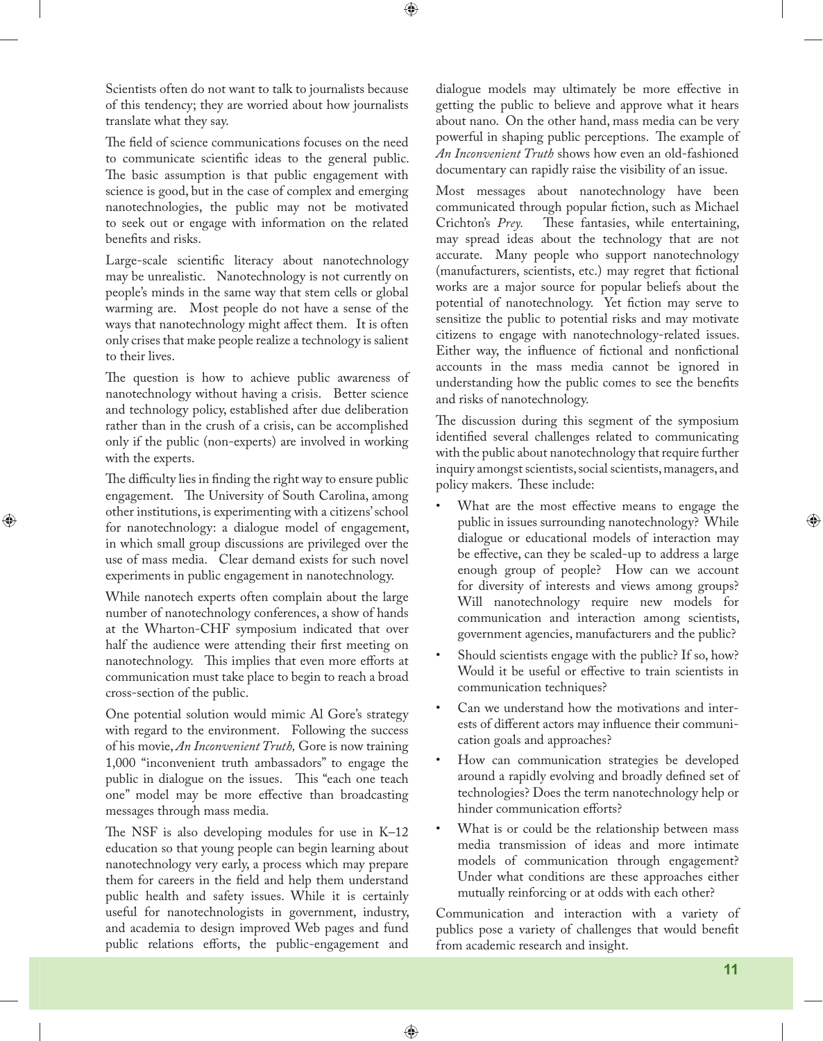Scientists often do not want to talk to journalists because of this tendency; they are worried about how journalists translate what they say.

The field of science communications focuses on the need to communicate scientific ideas to the general public. The basic assumption is that public engagement with science is good, but in the case of complex and emerging nanotechnologies, the public may not be motivated to seek out or engage with information on the related benefits and risks.

Large-scale scientific literacy about nanotechnology may be unrealistic. Nanotechnology is not currently on people's minds in the same way that stem cells or global warming are. Most people do not have a sense of the ways that nanotechnology might affect them. It is often only crises that make people realize a technology is salient to their lives.

The question is how to achieve public awareness of nanotechnology without having a crisis. Better science and technology policy, established after due deliberation rather than in the crush of a crisis, can be accomplished only if the public (non-experts) are involved in working with the experts.

The difficulty lies in finding the right way to ensure public engagement. The University of South Carolina, among other institutions, is experimenting with a citizens' school for nanotechnology: a dialogue model of engagement, in which small group discussions are privileged over the use of mass media. Clear demand exists for such novel experiments in public engagement in nanotechnology.

While nanotech experts often complain about the large number of nanotechnology conferences, a show of hands at the Wharton-CHF symposium indicated that over half the audience were attending their first meeting on nanotechnology. This implies that even more efforts at communication must take place to begin to reach a broad cross-section of the public.

One potential solution would mimic Al Gore's strategy with regard to the environment. Following the success of his movie, *An Inconvenient Truth,* Gore is now training 1,000 "inconvenient truth ambassadors" to engage the public in dialogue on the issues. This "each one teach one" model may be more effective than broadcasting messages through mass media.

The NSF is also developing modules for use in K–12 education so that young people can begin learning about nanotechnology very early, a process which may prepare them for careers in the field and help them understand public health and safety issues. While it is certainly useful for nanotechnologists in government, industry, and academia to design improved Web pages and fund public relations efforts, the public-engagement and dialogue models may ultimately be more effective in getting the public to believe and approve what it hears about nano. On the other hand, mass media can be very powerful in shaping public perceptions. The example of *An Inconvenient Truth* shows how even an old-fashioned documentary can rapidly raise the visibility of an issue.

Most messages about nanotechnology have been communicated through popular fiction, such as Michael Crichton's *Prey.* These fantasies, while entertaining, may spread ideas about the technology that are not accurate. Many people who support nanotechnology (manufacturers, scientists, etc.) may regret that fictional works are a major source for popular beliefs about the potential of nanotechnology. Yet fiction may serve to sensitize the public to potential risks and may motivate citizens to engage with nanotechnology-related issues. Either way, the influence of fictional and nonfictional accounts in the mass media cannot be ignored in understanding how the public comes to see the benefits and risks of nanotechnology.

The discussion during this segment of the symposium identified several challenges related to communicating with the public about nanotechnology that require further inquiry amongst scientists, social scientists, managers, and policy makers. These include:

- What are the most effective means to engage the public in issues surrounding nanotechnology? While dialogue or educational models of interaction may be effective, can they be scaled-up to address a large enough group of people? How can we account for diversity of interests and views among groups? Will nanotechnology require new models for communication and interaction among scientists, government agencies, manufacturers and the public?
- Should scientists engage with the public? If so, how? Would it be useful or effective to train scientists in communication techniques?
- Can we understand how the motivations and interests of different actors may influence their communication goals and approaches?
- How can communication strategies be developed around a rapidly evolving and broadly defined set of technologies? Does the term nanotechnology help or hinder communication efforts?
- What is or could be the relationship between mass media transmission of ideas and more intimate models of communication through engagement? Under what conditions are these approaches either mutually reinforcing or at odds with each other?

Communication and interaction with a variety of publics pose a variety of challenges that would benefit from academic research and insight.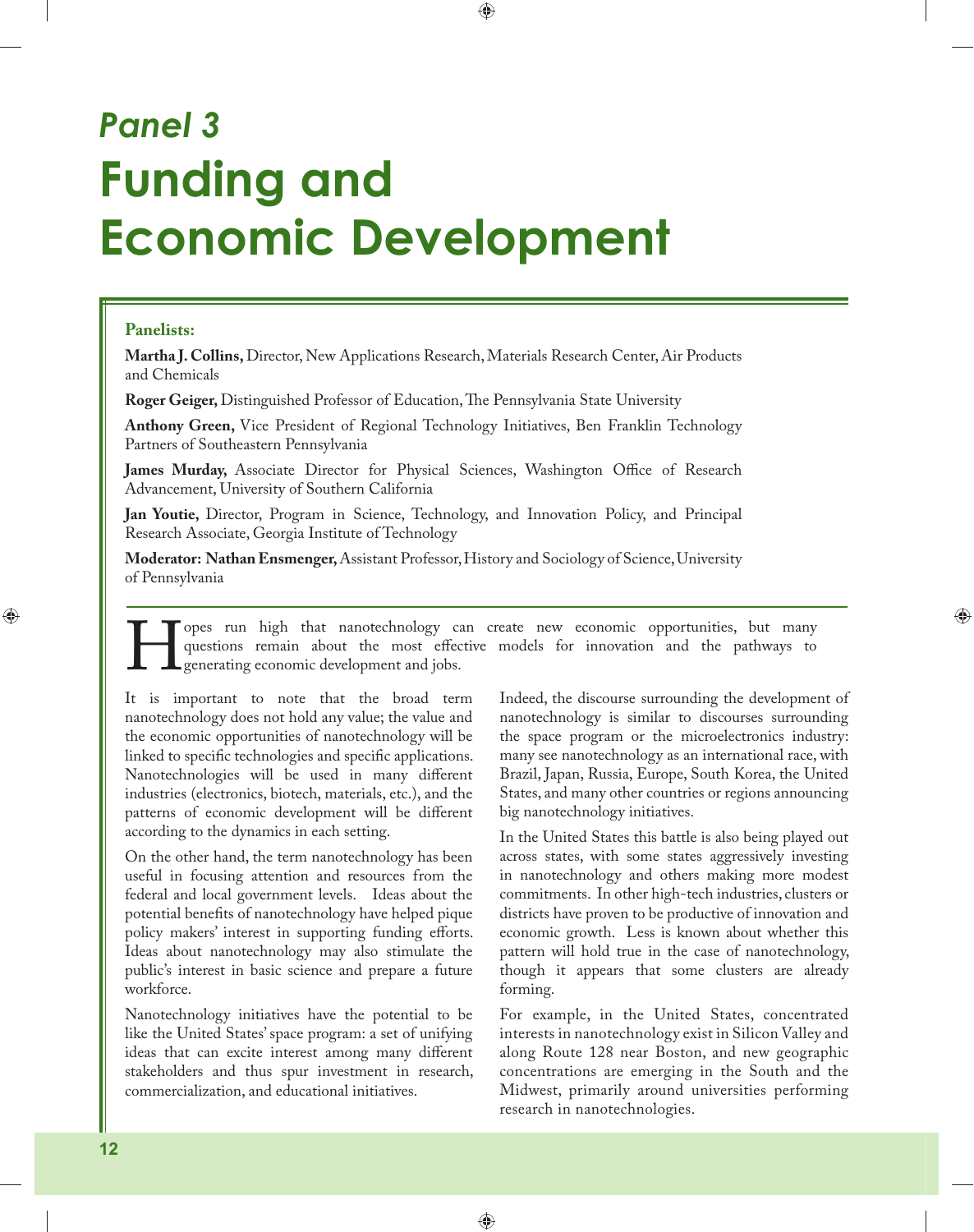# *Panel 3*

# Funding and Economic Development

**Panelists:**

**Martha J. Collins,** Director, New Applications Research, Materials Research Center, Air Products and Chemicals

**Roger Geiger,** Distinguished Professor of Education, The Pennsylvania State University

**Anthony Green,** Vice President of Regional Technology Initiatives, Ben Franklin Technology Partners of Southeastern Pennsylvania

**James Murday,** Associate Director for Physical Sciences, Washington Office of Research Advancement, University of Southern California

**Jan Youtie,** Director, Program in Science, Technology, and Innovation Policy, and Principal Research Associate, Georgia Institute of Technology

**Moderator: Nathan Ensmenger,** Assistant Professor, History and Sociology of Science, University of Pennsylvania

Hopes run high that nanotechnology can create new economic opportunities, but many questions remain about the most effective models for innovation and the pathways to generating economic development and jobs.

It is important to note that the broad term nanotechnology does not hold any value; the value and the economic opportunities of nanotechnology will be linked to specific technologies and specific applications. Nanotechnologies will be used in many different industries (electronics, biotech, materials, etc.), and the patterns of economic development will be different according to the dynamics in each setting.

On the other hand, the term nanotechnology has been useful in focusing attention and resources from the federal and local government levels. Ideas about the potential benefits of nanotechnology have helped pique policy makers' interest in supporting funding efforts. Ideas about nanotechnology may also stimulate the public's interest in basic science and prepare a future workforce.

Nanotechnology initiatives have the potential to be like the United States' space program: a set of unifying ideas that can excite interest among many different stakeholders and thus spur investment in research, commercialization, and educational initiatives.

Indeed, the discourse surrounding the development of nanotechnology is similar to discourses surrounding the space program or the microelectronics industry: many see nanotechnology as an international race, with Brazil, Japan, Russia, Europe, South Korea, the United States, and many other countries or regions announcing big nanotechnology initiatives.

In the United States this battle is also being played out across states, with some states aggressively investing in nanotechnology and others making more modest commitments. In other high-tech industries, clusters or districts have proven to be productive of innovation and economic growth. Less is known about whether this pattern will hold true in the case of nanotechnology, though it appears that some clusters are already forming.

For example, in the United States, concentrated interests in nanotechnology exist in Silicon Valley and along Route 128 near Boston, and new geographic concentrations are emerging in the South and the Midwest, primarily around universities performing research in nanotechnologies.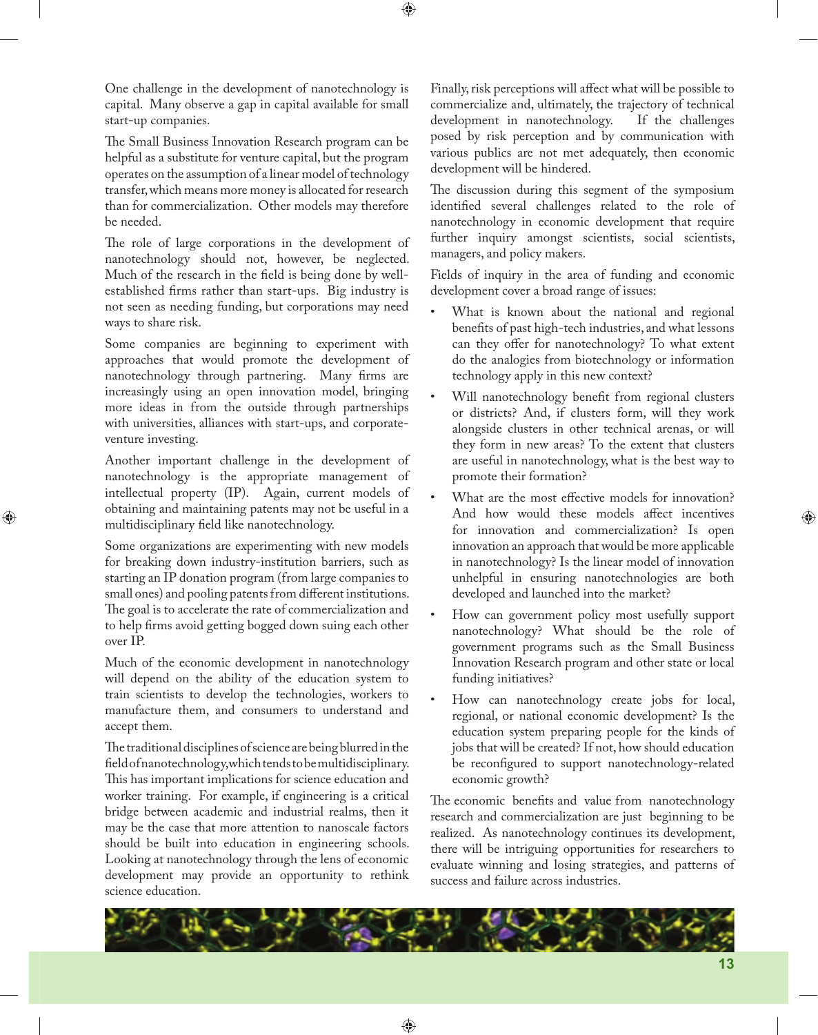One challenge in the development of nanotechnology is capital. Many observe a gap in capital available for small start-up companies.

The Small Business Innovation Research program can be helpful as a substitute for venture capital, but the program operates on the assumption of a linear model of technology transfer, which means more money is allocated for research than for commercialization. Other models may therefore be needed.

The role of large corporations in the development of nanotechnology should not, however, be neglected. Much of the research in the field is being done by well-established firms rather than start-ups. Big industry is not seen as needing funding, but corporations may need ways to share risk.

Some companies are beginning to experiment with approaches that would promote the development of nanotechnology through partnering. Many firms are increasingly using an open innovation model, bringing more ideas in from the outside through partnerships with universities, alliances with start-ups, and corporate-venture investing.

Another important challenge in the development of nanotechnology is the appropriate management of intellectual property (IP). Again, current models of obtaining and maintaining patents may not be useful in a multidisciplinary field like nanotechnology.

Some organizations are experimenting with new models for breaking down industry-institution barriers, such as starting an IP donation program (from large companies to small ones) and pooling patents from different institutions. The goal is to accelerate the rate of commercialization and to help firms avoid getting bogged down suing each other over IP.

Much of the economic development in nanotechnology will depend on the ability of the education system to train scientists to develop the technologies, workers to manufacture them, and consumers to understand and accept them.

The traditional disciplines of science are being blurred in the field of nanotechnology, which tends to be multidisciplinary. This has important implications for science education and worker training. For example, if engineering is a critical bridge between academic and industrial realms, then it may be the case that more attention to nanoscale factors should be built into education in engineering schools. Looking at nanotechnology through the lens of economic development may provide an opportunity to rethink science education.

Finally, risk perceptions will affect what will be possible to commercialize and, ultimately, the trajectory of technical development in nanotechnology. If the challenges posed by risk perception and by communication with various publics are not met adequately, then economic development will be hindered.

The discussion during this segment of the symposium identified several challenges related to the role of nanotechnology in economic development that require further inquiry amongst scientists, social scientists, managers, and policy makers.

Fields of inquiry in the area of funding and economic development cover a broad range of issues:

- What is known about the national and regional benefits of past high-tech industries, and what lessons can they offer for nanotechnology? To what extent do the analogies from biotechnology or information technology apply in this new context?
- Will nanotechnology benefit from regional clusters or districts? And, if clusters form, will they work alongside clusters in other technical arenas, or will they form in new areas? To the extent that clusters are useful in nanotechnology, what is the best way to promote their formation?
- What are the most effective models for innovation? And how would these models affect incentives for innovation and commercialization? Is open innovation an approach that would be more applicable in nanotechnology? Is the linear model of innovation unhelpful in ensuring nanotechnologies are both developed and launched into the market?
- How can government policy most usefully support nanotechnology? What should be the role of government programs such as the Small Business Innovation Research program and other state or local funding initiatives?
- How can nanotechnology create jobs for local, regional, or national economic development? Is the education system preparing people for the kinds of jobs that will be created? If not, how should education be reconfigured to support nanotechnology-related economic growth?

The economic benefits and value from nanotechnology research and commercialization are just beginning to be realized. As nanotechnology continues its development, there will be intriguing opportunities for researchers to evaluate winning and losing strategies, and patterns of success and failure across industries.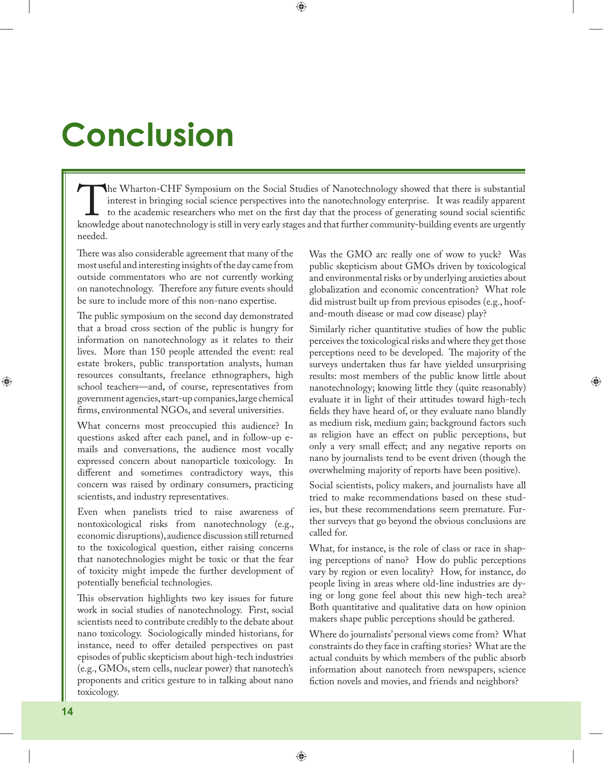# Conclusion

The Wharton-CHF Symposium on the Social Studies of Nanotechnology showed that there is substantial interest in bringing social science perspectives into the nanotechnology enterprise. It was readily apparent to the academic researchers who met on the first day that the process of generating sound social scientific knowledge about nanotechnology is still in very early stages and that further community-building events are urgently needed.

There was also considerable agreement that many of the most useful and interesting insights of the day came from outside commentators who are not currently working on nanotechnology. Therefore any future events should be sure to include more of this non-nano expertise.

The public symposium on the second day demonstrated that a broad cross section of the public is hungry for information on nanotechnology as it relates to their lives. More than 150 people attended the event: real estate brokers, public transportation analysts, human resources consultants, freelance ethnographers, high school teachers—and, of course, representatives from government agencies, start-up companies, large chemical firms, environmental NGOs, and several universities.

What concerns most preoccupied this audience? In questions asked after each panel, and in follow-up e-mails and conversations, the audience most vocally expressed concern about nanoparticle toxicology. In different and sometimes contradictory ways, this concern was raised by ordinary consumers, practicing scientists, and industry representatives.

Even when panelists tried to raise awareness of nontoxicological risks from nanotechnology (e.g., economic disruptions), audience discussion still returned to the toxicological question, either raising concerns that nanotechnologies might be toxic or that the fear of toxicity might impede the further development of potentially beneficial technologies.

This observation highlights two key issues for future work in social studies of nanotechnology. First, social scientists need to contribute credibly to the debate about nano toxicology. Sociologically minded historians, for instance, need to offer detailed perspectives on past episodes of public skepticism about high-tech industries (e.g., GMOs, stem cells, nuclear power) that nanotech's proponents and critics gesture to in talking about nano toxicology.

Was the GMO arc really one of wow to yuck? Was public skepticism about GMOs driven by toxicological and environmental risks or by underlying anxieties about globalization and economic concentration? What role did mistrust built up from previous episodes (e.g., hoof-and-mouth disease or mad cow disease) play?

Similarly richer quantitative studies of how the public perceives the toxicological risks and where they get those perceptions need to be developed. The majority of the surveys undertaken thus far have yielded unsurprising results: most members of the public know little about nanotechnology; knowing little they (quite reasonably) evaluate it in light of their attitudes toward high-tech fields they have heard of, or they evaluate nano blandly as medium risk, medium gain; background factors such as religion have an effect on public perceptions, but only a very small effect; and any negative reports on nano by journalists tend to be event driven (though the overwhelming majority of reports have been positive).

Social scientists, policy makers, and journalists have all tried to make recommendations based on these studies, but these recommendations seem premature. Further surveys that go beyond the obvious conclusions are called for.

What, for instance, is the role of class or race in shaping perceptions of nano? How do public perceptions vary by region or even locality? How, for instance, do people living in areas where old-line industries are dying or long gone feel about this new high-tech area? Both quantitative and qualitative data on how opinion makers shape public perceptions should be gathered.

Where do journalists' personal views come from? What constraints do they face in crafting stories? What are the actual conduits by which members of the public absorb information about nanotech from newspapers, science fiction novels and movies, and friends and neighbors?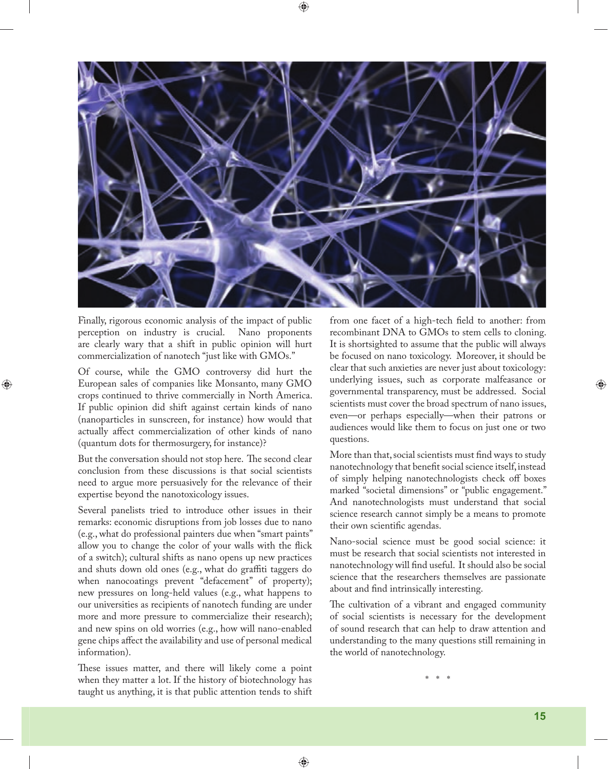Finally, rigorous economic analysis of the impact of public perception on industry is crucial. Nano proponents are clearly wary that a shift in public opinion will hurt commercialization of nanotech "just like with GMOs."

Of course, while the GMO controversy did hurt the European sales of companies like Monsanto, many GMO crops continued to thrive commercially in North America. If public opinion did shift against certain kinds of nano (nanoparticles in sunscreen, for instance) how would that actually affect commercialization of other kinds of nano (quantum dots for thermosurgery, for instance)?

But the conversation should not stop here. The second clear conclusion from these discussions is that social scientists need to argue more persuasively for the relevance of their expertise beyond the nanotoxicology issues.

Several panelists tried to introduce other issues in their remarks: economic disruptions from job losses due to nano (e.g., what do professional painters due when "smart paints" allow you to change the color of your walls with the flick of a switch); cultural shifts as nano opens up new practices and shuts down old ones (e.g., what do graffiti taggers do when nanocoatings prevent "defacement" of property); new pressures on long-held values (e.g., what happens to our universities as recipients of nanotech funding are under more and more pressure to commercialize their research); and new spins on old worries (e.g., how will nano-enabled gene chips affect the availability and use of personal medical information).

These issues matter, and there will likely come a point when they matter a lot. If the history of biotechnology has taught us anything, it is that public attention tends to shift from one facet of a high-tech field to another: from recombinant DNA to GMOs to stem cells to cloning. It is shortsighted to assume that the public will always be focused on nano toxicology. Moreover, it should be clear that such anxieties are never just about toxicology: underlying issues, such as corporate malfeasance or governmental transparency, must be addressed. Social scientists must cover the broad spectrum of nano issues, even—or perhaps especially—when their patrons or audiences would like them to focus on just one or two questions.

More than that, social scientists must find ways to study nanotechnology that benefit social science itself, instead of simply helping nanotechnologists check off boxes marked "societal dimensions" or "public engagement." And nanotechnologists must understand that social science research cannot simply be a means to promote their own scientific agendas.

Nano-social science must be good social science: it must be research that social scientists not interested in nanotechnology will find useful. It should also be social science that the researchers themselves are passionate about and find intrinsically interesting.

The cultivation of a vibrant and engaged community of social scientists is necessary for the development of sound research that can help to draw attention and understanding to the many questions still remaining in the world of nanotechnology.

\* \* \*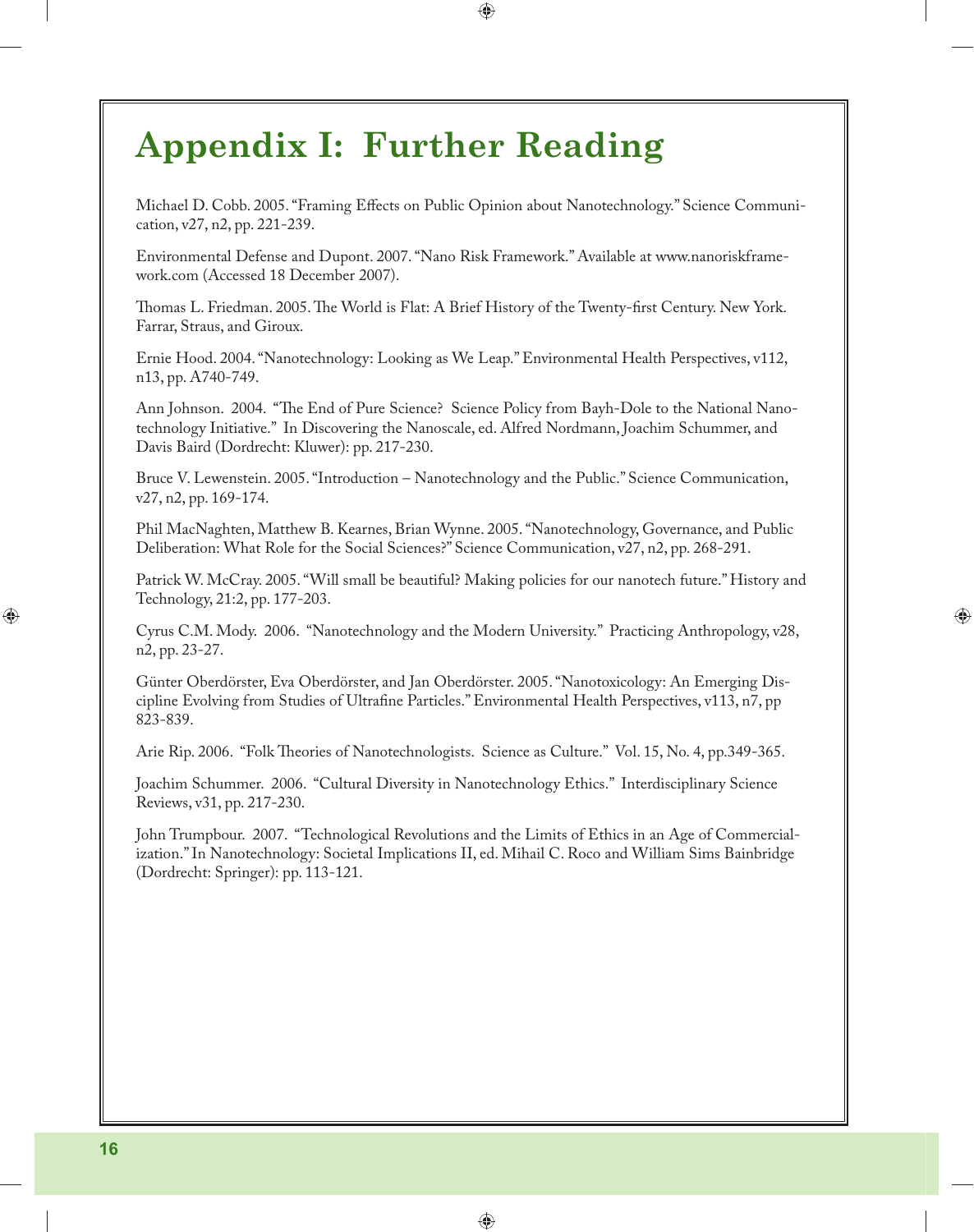# Appendix I: Further Reading

Michael D. Cobb. 2005. "Framing Effects on Public Opinion about Nanotechnology." Science Communication, v27, n2, pp. 221-239.

Environmental Defense and Dupont. 2007. "Nano Risk Framework." Available at www.nanoriskframework.com (Accessed 18 December 2007).

Thomas L. Friedman. 2005. The World is Flat: A Brief History of the Twenty-first Century. New York. Farrar, Straus, and Giroux.

Ernie Hood. 2004. "Nanotechnology: Looking as We Leap." Environmental Health Perspectives, v112, n13, pp. A740-749.

Ann Johnson. 2004. "The End of Pure Science? Science Policy from Bayh-Dole to the National Nanotechnology Initiative." In Discovering the Nanoscale, ed. Alfred Nordmann, Joachim Schummer, and Davis Baird (Dordrecht: Kluwer): pp. 217-230.

Bruce V. Lewenstein. 2005. "Introduction – Nanotechnology and the Public." Science Communication, v27, n2, pp. 169-174.

Phil MacNaghten, Matthew B. Kearnes, Brian Wynne. 2005. "Nanotechnology, Governance, and Public Deliberation: What Role for the Social Sciences?" Science Communication, v27, n2, pp. 268-291.

Patrick W. McCray. 2005. "Will small be beautiful? Making policies for our nanotech future." History and Technology, 21:2, pp. 177-203.

Cyrus C.M. Mody. 2006. "Nanotechnology and the Modern University." Practicing Anthropology, v28, n2, pp. 23-27.

Günter Oberdörster, Eva Oberdörster, and Jan Oberdörster. 2005. "Nanotoxicology: An Emerging Discipline Evolving from Studies of Ultrafine Particles." Environmental Health Perspectives, v113, n7, pp 823-839.

Arie Rip. 2006. "Folk Theories of Nanotechnologists. Science as Culture." Vol. 15, No. 4, pp.349-365.

Joachim Schummer. 2006. "Cultural Diversity in Nanotechnology Ethics." Interdisciplinary Science Reviews, v31, pp. 217-230.

John Trumpbour. 2007. "Technological Revolutions and the Limits of Ethics in an Age of Commercialization." In Nanotechnology: Societal Implications II, ed. Mihail C. Roco and William Sims Bainbridge (Dordrecht: Springer): pp. 113-121.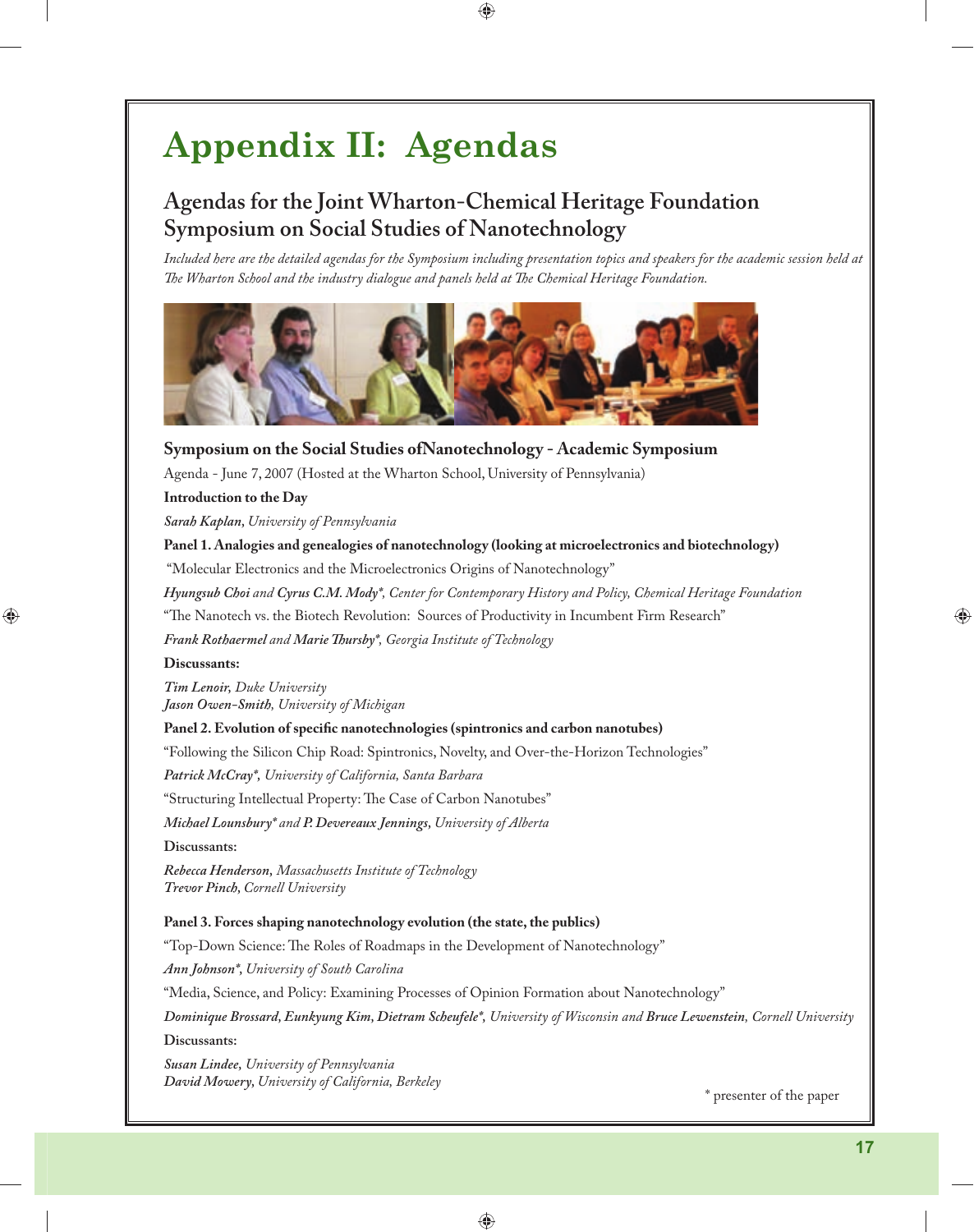# Appendix II: Agendas

## Agendas for the Joint Wharton-Chemical Heritage Foundation Symposium on Social Studies of Nanotechnology

*Included here are the detailed agendas for the Symposium including presentation topics and speakers for the academic session held at The Wharton School and the industry dialogue and panels held at The Chemical Heritage Foundation.*

### Symposium on the Social Studies ofNanotechnology - Academic Symposium

Agenda - June 7, 2007 (Hosted at the Wharton School, University of Pennsylvania)

**Introduction to the Day**

***Sarah Kaplan**, University of Pennsylvania*

**Panel 1. Analogies and genealogies of nanotechnology (looking at microelectronics and biotechnology)**

"Molecular Electronics and the Microelectronics Origins of Nanotechnology"

***Hyungsub Choi** and **Cyrus C.M. Mody***, Center for Contemporary History and Policy, Chemical Heritage Foundation*

"The Nanotech vs. the Biotech Revolution: Sources of Productivity in Incumbent Firm Research"

***Frank Rothaermel** and **Marie Thursby***, Georgia Institute of Technology*

**Discussants:**

***Tim Lenoir**, Duke University*
***Jason Owen-Smith**, University of Michigan*

**Panel 2. Evolution of specific nanotechnologies (spintronics and carbon nanotubes)**

"Following the Silicon Chip Road: Spintronics, Novelty, and Over-the-Horizon Technologies"

***Patrick McCray***, University of California, Santa Barbara*

"Structuring Intellectual Property: The Case of Carbon Nanotubes"

***Michael Lounsbury** * and **P. Devereaux Jennings**, University of Alberta*

**Discussants:**

***Rebecca Henderson**, Massachusetts Institute of Technology*
***Trevor Pinch**, Cornell University*

**Panel 3. Forces shaping nanotechnology evolution (the state, the publics)**

"Top-Down Science: The Roles of Roadmaps in the Development of Nanotechnology"

***Ann Johnson***, University of South Carolina*

"Media, Science, and Policy: Examining Processes of Opinion Formation about Nanotechnology"

***Dominique Brossard, Eunkyung Kim, Dietram Scheufele***, University of Wisconsin and **Bruce Lewenstein**, Cornell University*

**Discussants:**

***Susan Lindee**, University of Pennsylvania*
***David Mowery**, University of California, Berkeley*

\* presenter of the paper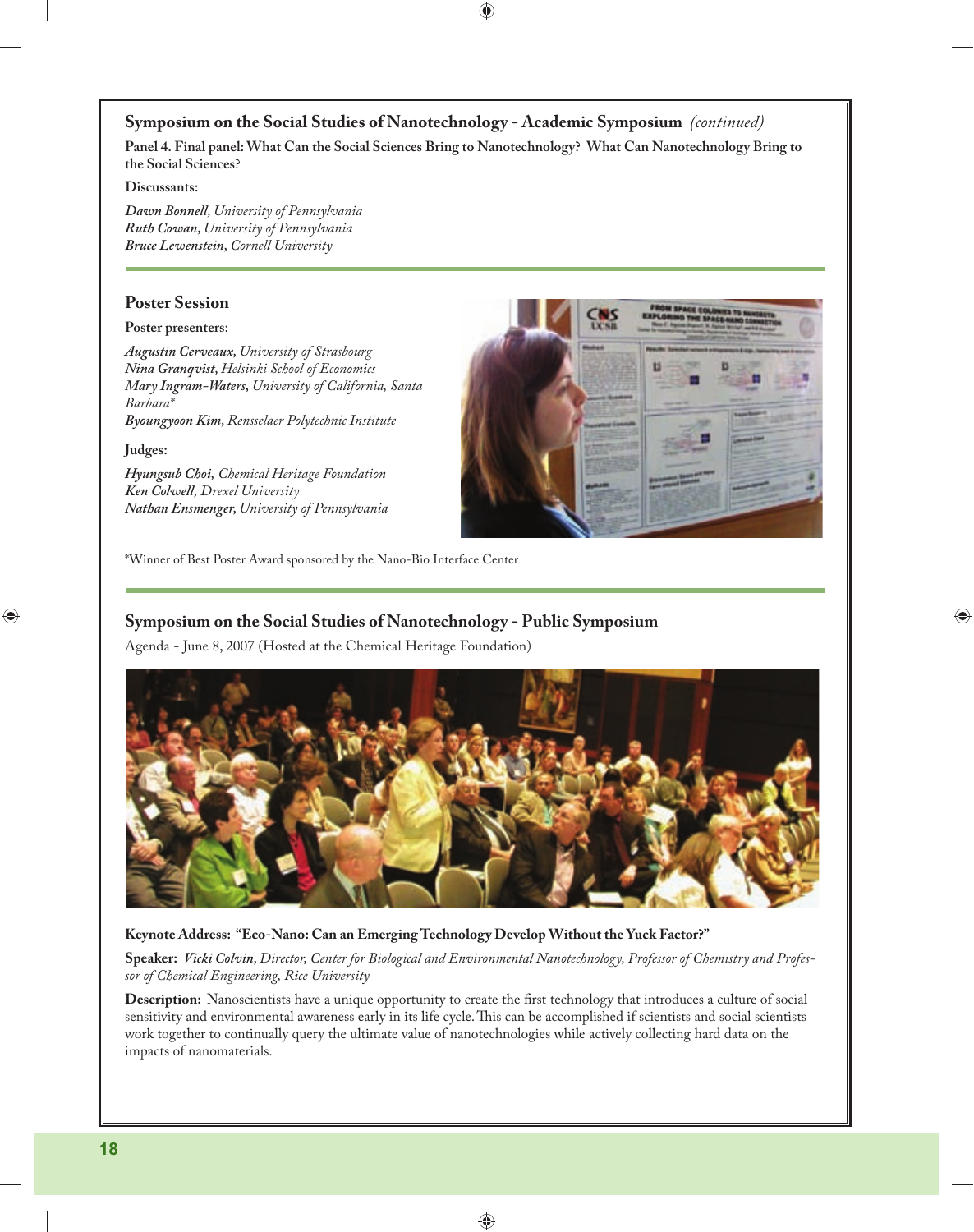## Symposium on the Social Studies of Nanotechnology - Academic Symposium *(continued)*

**Panel 4. Final panel: What Can the Social Sciences Bring to Nanotechnology? What Can Nanotechnology Bring to the Social Sciences?**

**Discussants:**

***Dawn Bonnell****, University of Pennsylvania*
***Ruth Cowan****, University of Pennsylvania*
***Bruce Lewenstein****, Cornell University*

## Poster Session

**Poster presenters:**

***Augustin Cerveaux****, University of Strasbourg*
***Nina Granqvist****, Helsinki School of Economics*
***Mary Ingram-Waters****, University of California, Santa Barbara**
***Byoungyoon Kim****, Rensselaer Polytechnic Institute*

**Judges:**

***Hyungsub Choi****, Chemical Heritage Foundation*
***Ken Colwell****, Drexel University*
***Nathan Ensmenger****, University of Pennsylvania*

*Winner of Best Poster Award sponsored by the Nano-Bio Interface Center

## Symposium on the Social Studies of Nanotechnology - Public Symposium

Agenda - June 8, 2007 (Hosted at the Chemical Heritage Foundation)

**Keynote Address: "Eco-Nano: Can an Emerging Technology Develop Without the Yuck Factor?"**

**Speaker:** ***Vicki Colvin****, Director, Center for Biological and Environmental Nanotechnology, Professor of Chemistry and Professor of Chemical Engineering, Rice University*

**Description:** Nanoscientists have a unique opportunity to create the first technology that introduces a culture of social sensitivity and environmental awareness early in its life cycle. This can be accomplished if scientists and social scientists work together to continually query the ultimate value of nanotechnologies while actively collecting hard data on the impacts of nanomaterials.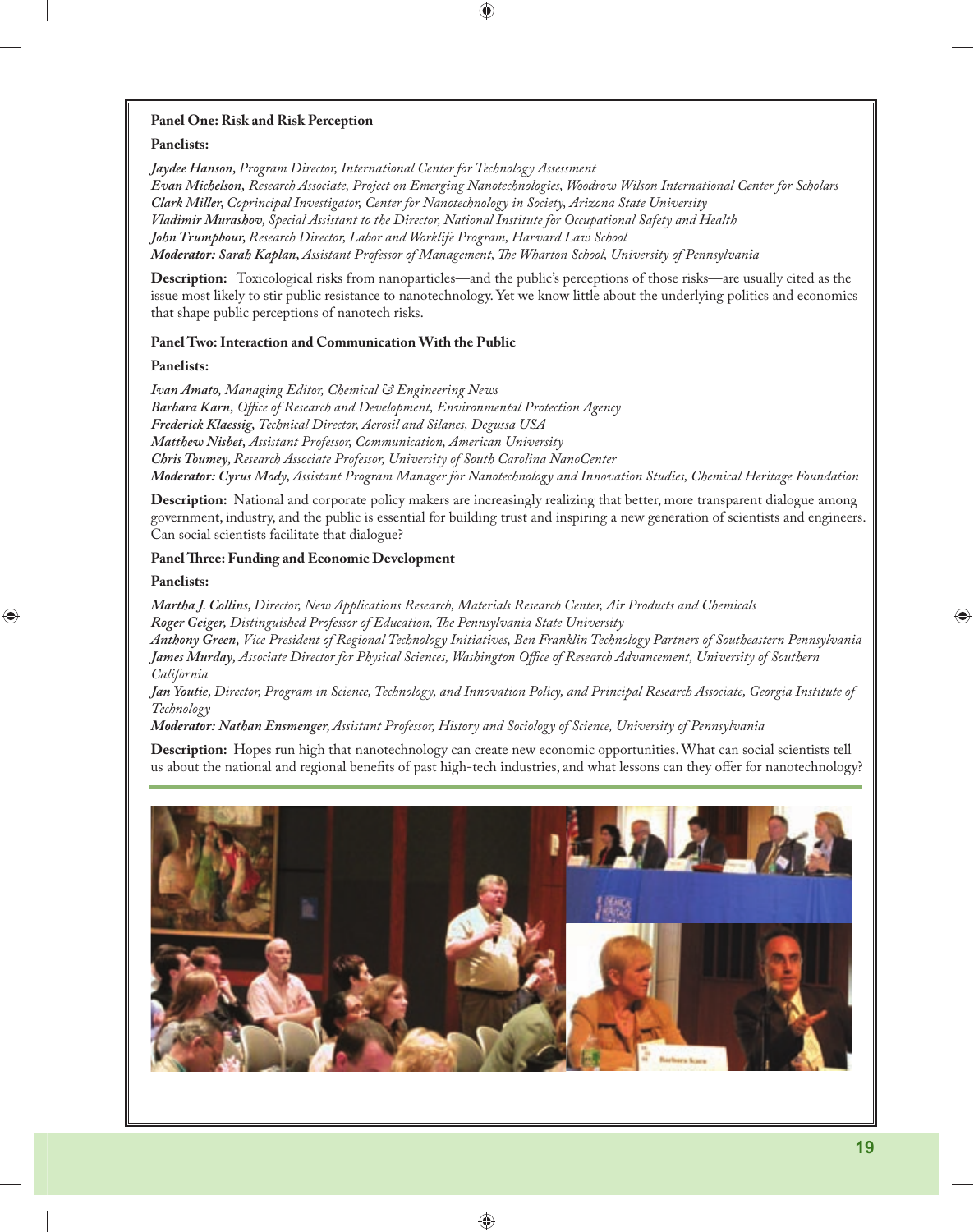**Panel One: Risk and Risk Perception**

**Panelists:**

***Jaydee Hanson****, Program Director, International Center for Technology Assessment*
***Evan Michelson,*** *Research Associate, Project on Emerging Nanotechnologies, Woodrow Wilson International Center for Scholars*
***Clark Miller,*** *Coprincipal Investigator, Center for Nanotechnology in Society, Arizona State University*
***Vladimir Murashov,*** *Special Assistant to the Director, National Institute for Occupational Safety and Health*
***John Trumpbour,*** *Research Director, Labor and Worklife Program, Harvard Law School*
***Moderator: Sarah Kaplan,*** *Assistant Professor of Management, The Wharton School, University of Pennsylvania*

**Description:** Toxicological risks from nanoparticles—and the public's perceptions of those risks—are usually cited as the issue most likely to stir public resistance to nanotechnology. Yet we know little about the underlying politics and economics that shape public perceptions of nanotech risks.

**Panel Two: Interaction and Communication With the Public**

**Panelists:**

***Ivan Amato,*** *Managing Editor, Chemical & Engineering News*
***Barbara Karn,*** *Office of Research and Development, Environmental Protection Agency*
***Frederick Klaessig,*** *Technical Director, Aerosil and Silanes, Degussa USA*
***Matthew Nisbet,*** *Assistant Professor, Communication, American University*
***Chris Toumey,*** *Research Associate Professor, University of South Carolina NanoCenter*
***Moderator: Cyrus Mody,*** *Assistant Program Manager for Nanotechnology and Innovation Studies, Chemical Heritage Foundation*

**Description:** National and corporate policy makers are increasingly realizing that better, more transparent dialogue among government, industry, and the public is essential for building trust and inspiring a new generation of scientists and engineers. Can social scientists facilitate that dialogue?

**Panel Three: Funding and Economic Development**

**Panelists:**

***Martha J. Collins,*** *Director, New Applications Research, Materials Research Center, Air Products and Chemicals*
***Roger Geiger,*** *Distinguished Professor of Education, The Pennsylvania State University*
***Anthony Green,*** *Vice President of Regional Technology Initiatives, Ben Franklin Technology Partners of Southeastern Pennsylvania*
***James Murday,*** *Associate Director for Physical Sciences, Washington Office of Research Advancement, University of Southern California*
***Jan Youtie,*** *Director, Program in Science, Technology, and Innovation Policy, and Principal Research Associate, Georgia Institute of Technology*
***Moderator: Nathan Ensmenger,*** *Assistant Professor, History and Sociology of Science, University of Pennsylvania*

**Description:** Hopes run high that nanotechnology can create new economic opportunities. What can social scientists tell us about the national and regional benefits of past high-tech industries, and what lessons can they offer for nanotechnology?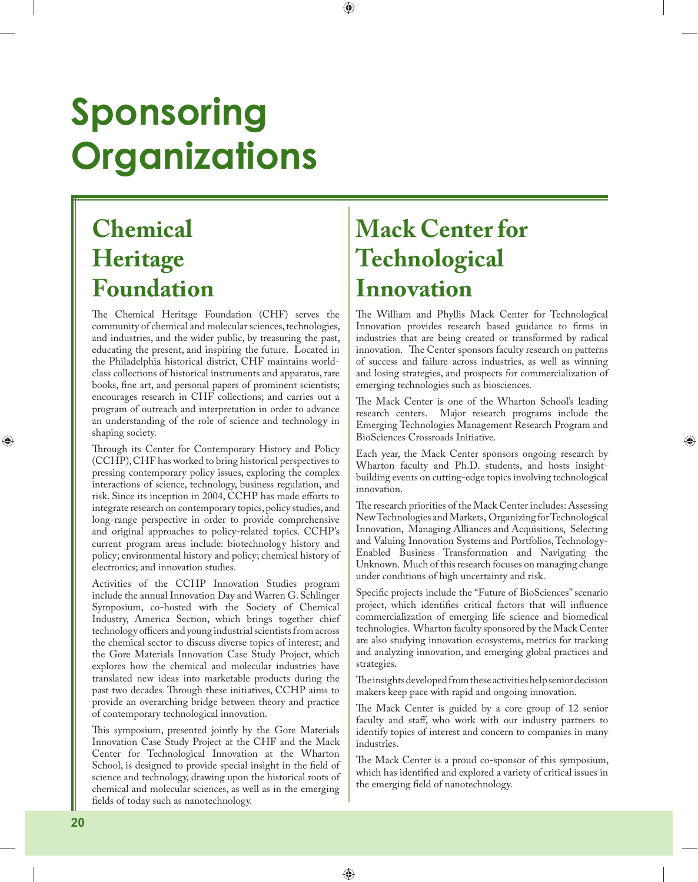# Sponsoring Organizations

## Chemical Heritage Foundation

The Chemical Heritage Foundation (CHF) serves the community of chemical and molecular sciences, technologies, and industries, and the wider public, by treasuring the past, educating the present, and inspiring the future. Located in the Philadelphia historical district, CHF maintains world-class collections of historical instruments and apparatus, rare books, fine art, and personal papers of prominent scientists; encourages research in CHF collections; and carries out a program of outreach and interpretation in order to advance an understanding of the role of science and technology in shaping society.

Through its Center for Contemporary History and Policy (CCHP), CHF has worked to bring historical perspectives to pressing contemporary policy issues, exploring the complex interactions of science, technology, business regulation, and risk. Since its inception in 2004, CCHP has made efforts to integrate research on contemporary topics, policy studies, and long-range perspective in order to provide comprehensive and original approaches to policy-related topics. CCHP's current program areas include: biotechnology history and policy; environmental history and policy; chemical history of electronics; and innovation studies.

Activities of the CCHP Innovation Studies program include the annual Innovation Day and Warren G. Schlinger Symposium, co-hosted with the Society of Chemical Industry, America Section, which brings together chief technology officers and young industrial scientists from across the chemical sector to discuss diverse topics of interest; and the Gore Materials Innovation Case Study Project, which explores how the chemical and molecular industries have translated new ideas into marketable products during the past two decades. Through these initiatives, CCHP aims to provide an overarching bridge between theory and practice of contemporary technological innovation.

This symposium, presented jointly by the Gore Materials Innovation Case Study Project at the CHF and the Mack Center for Technological Innovation at the Wharton School, is designed to provide special insight in the field of science and technology, drawing upon the historical roots of chemical and molecular sciences, as well as in the emerging fields of today such as nanotechnology.

## Mack Center for Technological Innovation

The William and Phyllis Mack Center for Technological Innovation provides research based guidance to firms in industries that are being created or transformed by radical innovation. The Center sponsors faculty research on patterns of success and failure across industries, as well as winning and losing strategies, and prospects for commercialization of emerging technologies such as biosciences.

The Mack Center is one of the Wharton School's leading research centers. Major research programs include the Emerging Technologies Management Research Program and BioSciences Crossroads Initiative.

Each year, the Mack Center sponsors ongoing research by Wharton faculty and Ph.D. students, and hosts insight-building events on cutting-edge topics involving technological innovation.

The research priorities of the Mack Center includes: Assessing New Technologies and Markets, Organizing for Technological Innovation, Managing Alliances and Acquisitions, Selecting and Valuing Innovation Systems and Portfolios, Technology-Enabled Business Transformation and Navigating the Unknown. Much of this research focuses on managing change under conditions of high uncertainty and risk.

Specific projects include the "Future of BioSciences" scenario project, which identifies critical factors that will influence commercialization of emerging life science and biomedical technologies. Wharton faculty sponsored by the Mack Center are also studying innovation ecosystems, metrics for tracking and analyzing innovation, and emerging global practices and strategies.

The insights developed from these activities help senior decision makers keep pace with rapid and ongoing innovation.

The Mack Center is guided by a core group of 12 senior faculty and staff, who work with our industry partners to identify topics of interest and concern to companies in many industries.

The Mack Center is a proud co-sponsor of this symposium, which has identified and explored a variety of critical issues in the emerging field of nanotechnology.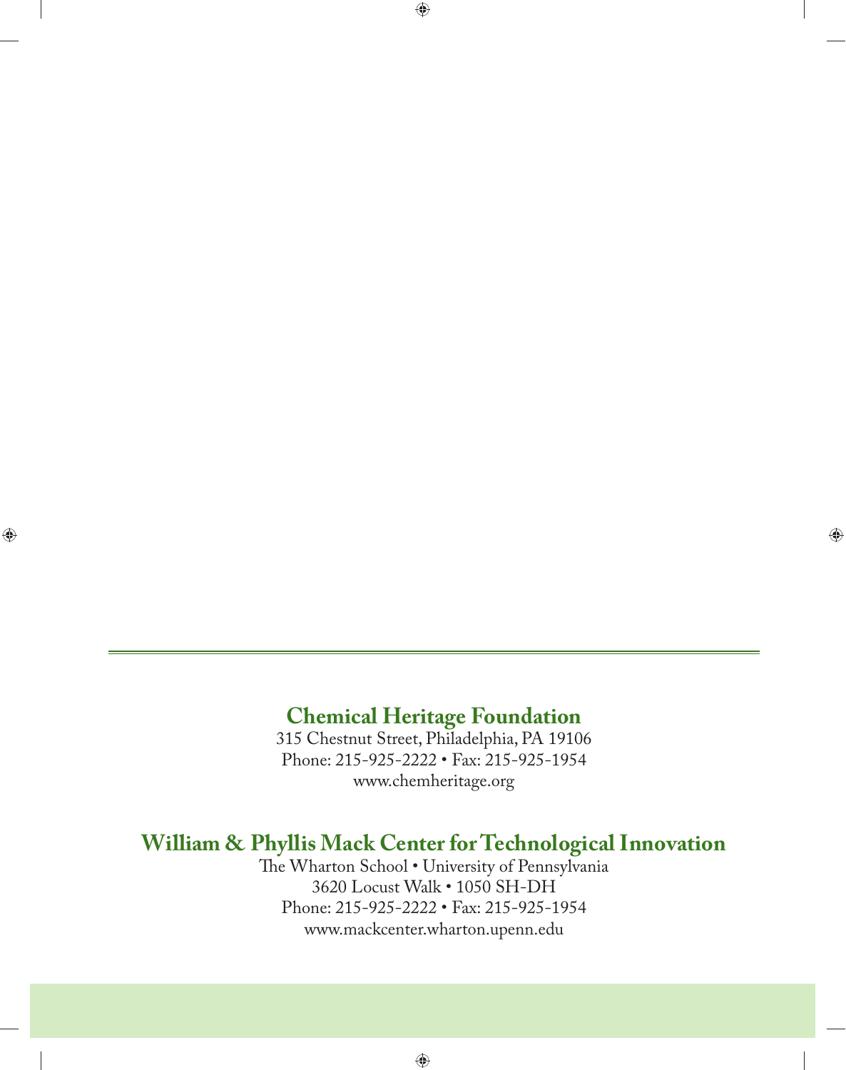**Chemical Heritage Foundation**

315 Chestnut Street, Philadelphia, PA 19106
Phone: 215-925-2222 • Fax: 215-925-1954
www.chemheritage.org

**William & Phyllis Mack Center for Technological Innovation**

The Wharton School • University of Pennsylvania
3620 Locust Walk • 1050 SH-DH
Phone: 215-925-2222 • Fax: 215-925-1954
www.mackcenter.wharton.upenn.edu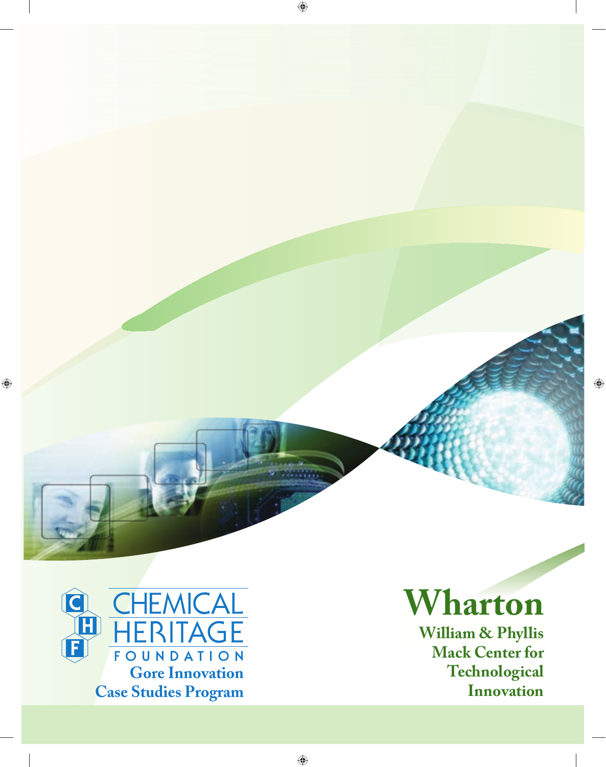CHEMICAL HERITAGE FOUNDATION

Gore Innovation Case Studies Program

**Wharton**

**William & Phyllis Mack Center for Technological Innovation**